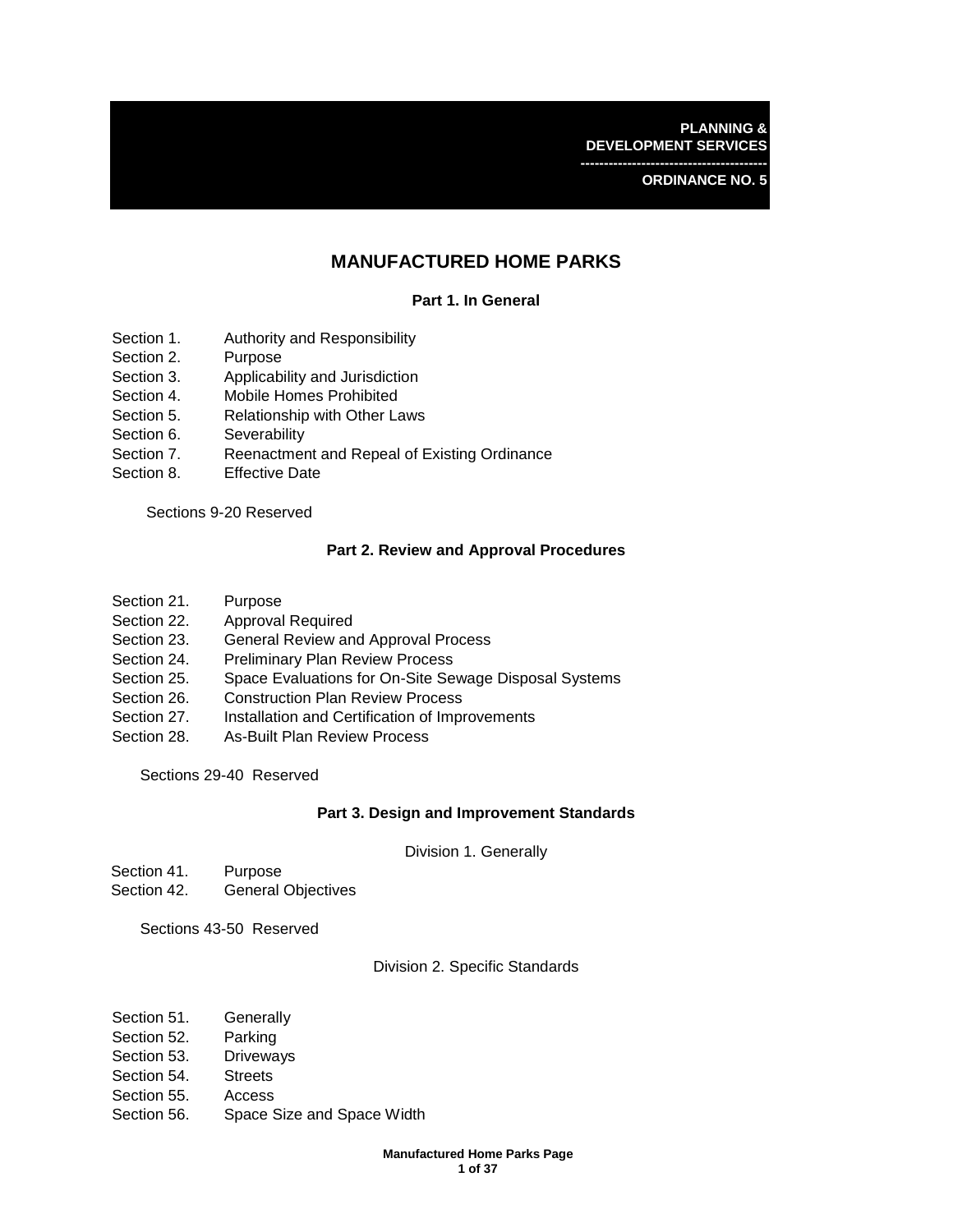**PLANNING & DEVELOPMENT SERVICES**

**ORDINANCE NO. 5**

# MANUFACTURED HOME PARKS

## Part 1. In General

Section 1. Authority and Responsibility
Section 2. Purpose
Section 3. Applicability and Jurisdiction
Section 4. Mobile Homes Prohibited
Section 5. Relationship with Other Laws
Section 6. Severability
Section 7. Reenactment and Repeal of Existing Ordinance
Section 8. Effective Date

Sections 9-20 Reserved

## Part 2. Review and Approval Procedures

Section 21. Purpose
Section 22. Approval Required
Section 23. General Review and Approval Process
Section 24. Preliminary Plan Review Process
Section 25. Space Evaluations for On-Site Sewage Disposal Systems
Section 26. Construction Plan Review Process
Section 27. Installation and Certification of Improvements
Section 28. As-Built Plan Review Process

Sections 29-40 Reserved

## Part 3. Design and Improvement Standards

### Division 1. Generally

Section 41. Purpose
Section 42. General Objectives

Sections 43-50 Reserved

### Division 2. Specific Standards

Section 51. Generally
Section 52. Parking
Section 53. Driveways
Section 54. Streets
Section 55. Access
Section 56. Space Size and Space Width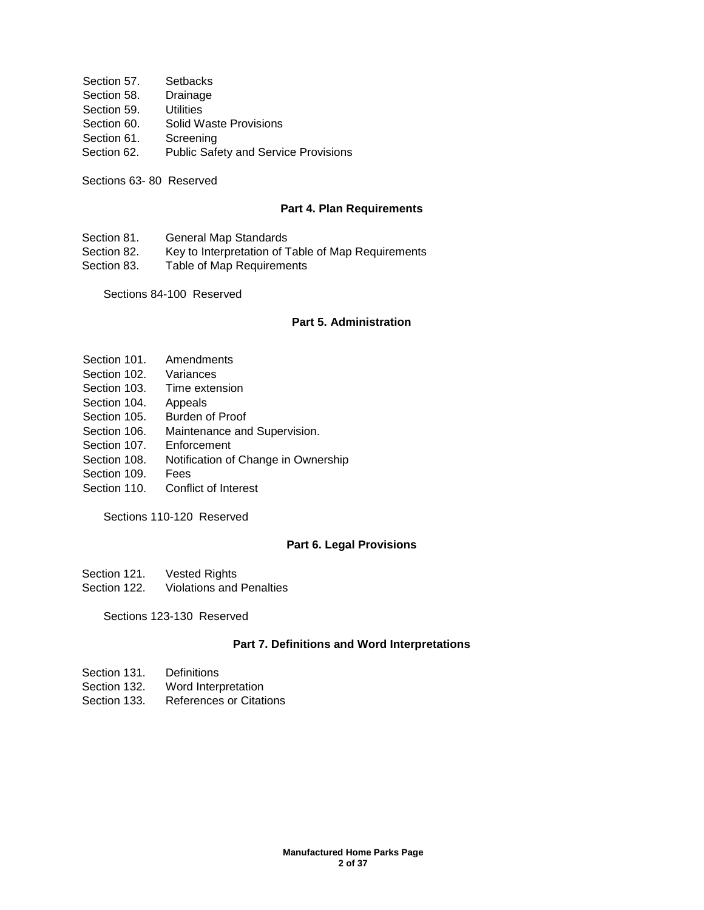Section 57. Setbacks
Section 58. Drainage
Section 59. Utilities
Section 60. Solid Waste Provisions
Section 61. Screening
Section 62. Public Safety and Service Provisions

Sections 63- 80 Reserved

## Part 4. Plan Requirements

Section 81. General Map Standards
Section 82. Key to Interpretation of Table of Map Requirements
Section 83. Table of Map Requirements

Sections 84-100 Reserved

## Part 5. Administration

Section 101. Amendments
Section 102. Variances
Section 103. Time extension
Section 104. Appeals
Section 105. Burden of Proof
Section 106. Maintenance and Supervision.
Section 107. Enforcement
Section 108. Notification of Change in Ownership
Section 109. Fees
Section 110. Conflict of Interest

Sections 110-120 Reserved

## Part 6. Legal Provisions

Section 121. Vested Rights
Section 122. Violations and Penalties

Sections 123-130 Reserved

## Part 7. Definitions and Word Interpretations

Section 131. Definitions
Section 132. Word Interpretation
Section 133. References or Citations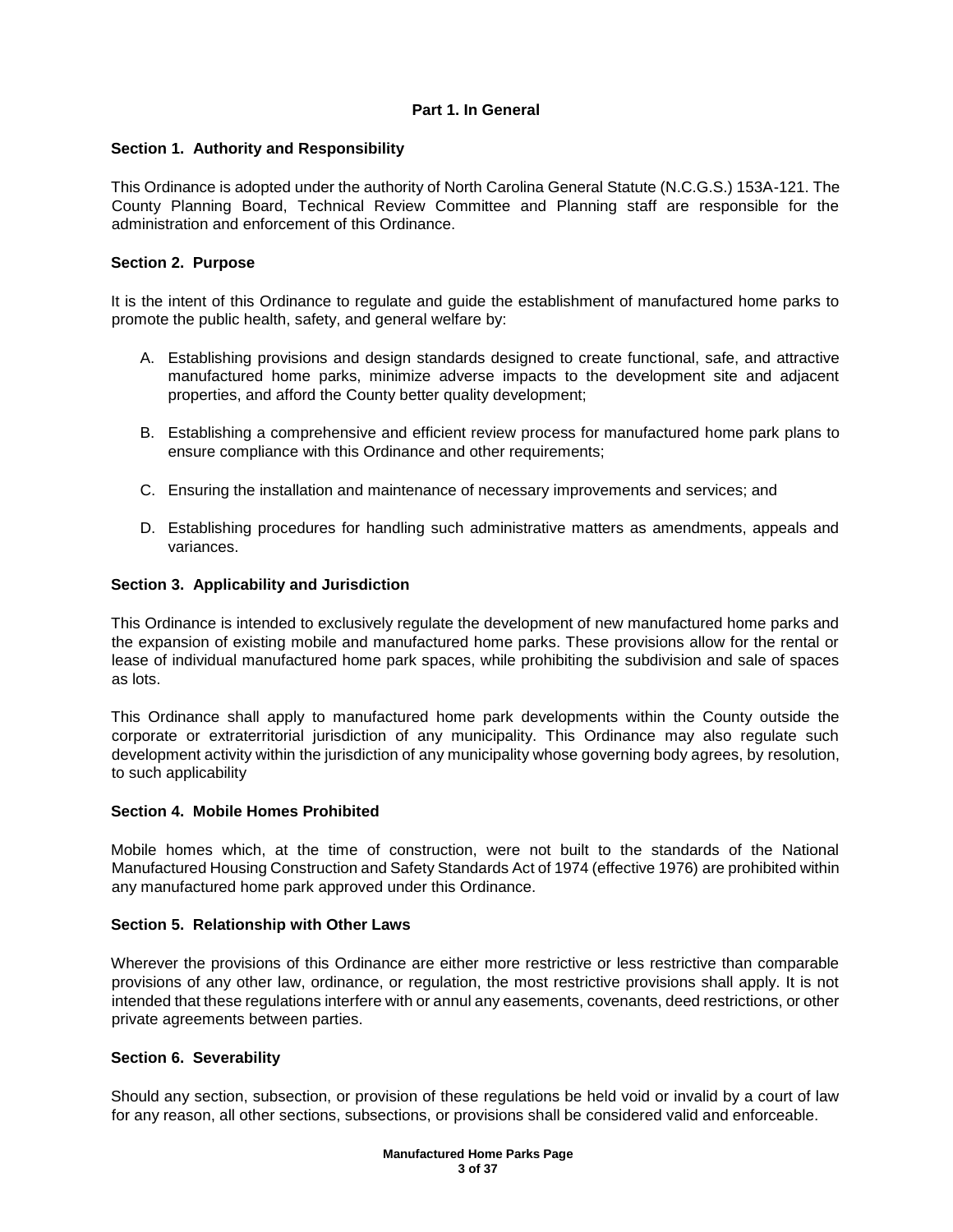## Part 1. In General

### Section 1. Authority and Responsibility

This Ordinance is adopted under the authority of North Carolina General Statute (N.C.G.S.) 153A-121. The County Planning Board, Technical Review Committee and Planning staff are responsible for the administration and enforcement of this Ordinance.

### Section 2. Purpose

It is the intent of this Ordinance to regulate and guide the establishment of manufactured home parks to promote the public health, safety, and general welfare by:

A. Establishing provisions and design standards designed to create functional, safe, and attractive manufactured home parks, minimize adverse impacts to the development site and adjacent properties, and afford the County better quality development;

B. Establishing a comprehensive and efficient review process for manufactured home park plans to ensure compliance with this Ordinance and other requirements;

C. Ensuring the installation and maintenance of necessary improvements and services; and

D. Establishing procedures for handling such administrative matters as amendments, appeals and variances.

### Section 3. Applicability and Jurisdiction

This Ordinance is intended to exclusively regulate the development of new manufactured home parks and the expansion of existing mobile and manufactured home parks. These provisions allow for the rental or lease of individual manufactured home park spaces, while prohibiting the subdivision and sale of spaces as lots.

This Ordinance shall apply to manufactured home park developments within the County outside the corporate or extraterritorial jurisdiction of any municipality. This Ordinance may also regulate such development activity within the jurisdiction of any municipality whose governing body agrees, by resolution, to such applicability

### Section 4. Mobile Homes Prohibited

Mobile homes which, at the time of construction, were not built to the standards of the National Manufactured Housing Construction and Safety Standards Act of 1974 (effective 1976) are prohibited within any manufactured home park approved under this Ordinance.

### Section 5. Relationship with Other Laws

Wherever the provisions of this Ordinance are either more restrictive or less restrictive than comparable provisions of any other law, ordinance, or regulation, the most restrictive provisions shall apply. It is not intended that these regulations interfere with or annul any easements, covenants, deed restrictions, or other private agreements between parties.

### Section 6. Severability

Should any section, subsection, or provision of these regulations be held void or invalid by a court of law for any reason, all other sections, subsections, or provisions shall be considered valid and enforceable.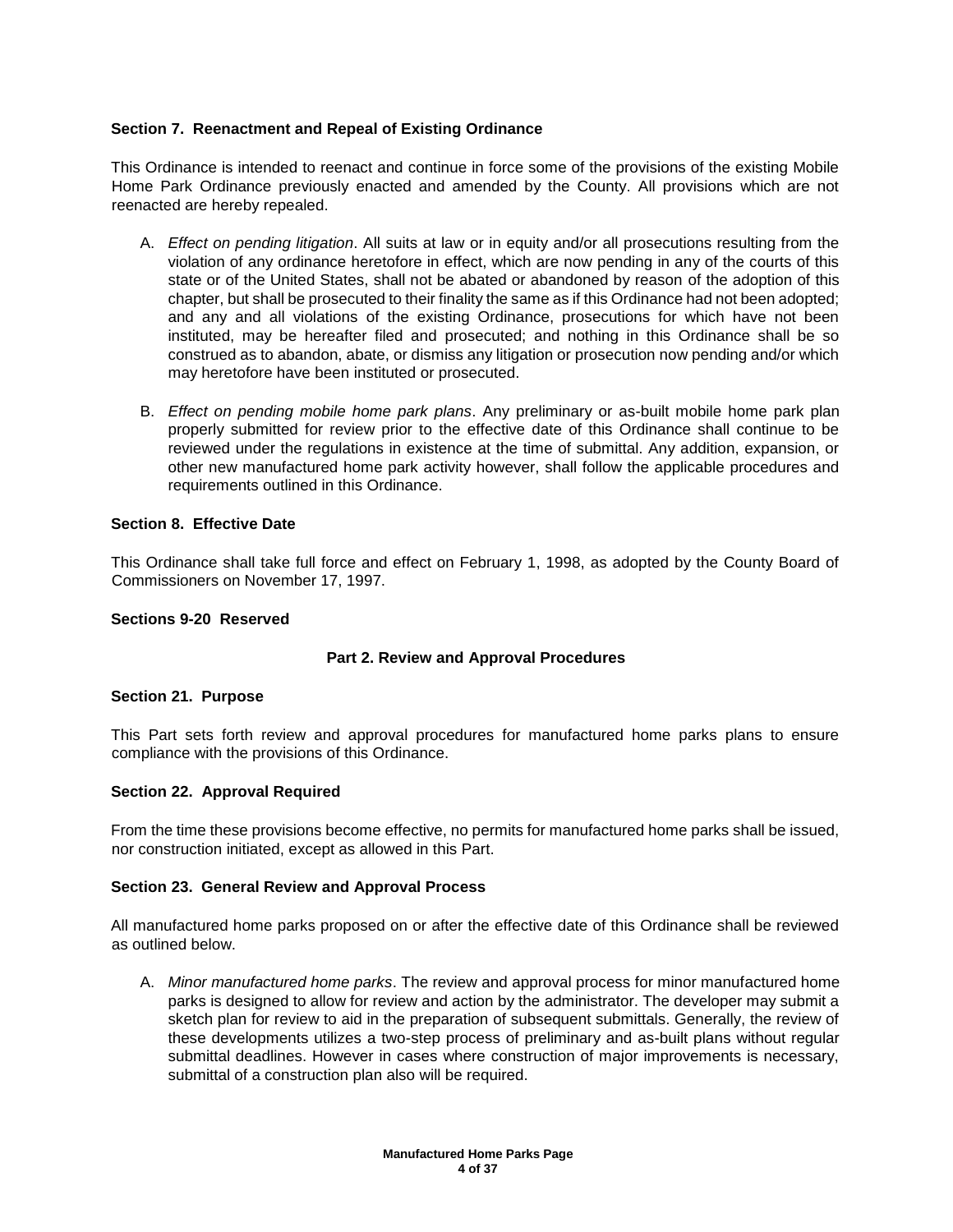### Section 7. Reenactment and Repeal of Existing Ordinance

This Ordinance is intended to reenact and continue in force some of the provisions of the existing Mobile Home Park Ordinance previously enacted and amended by the County. All provisions which are not reenacted are hereby repealed.

A. *Effect on pending litigation*. All suits at law or in equity and/or all prosecutions resulting from the violation of any ordinance heretofore in effect, which are now pending in any of the courts of this state or of the United States, shall not be abated or abandoned by reason of the adoption of this chapter, but shall be prosecuted to their finality the same as if this Ordinance had not been adopted; and any and all violations of the existing Ordinance, prosecutions for which have not been instituted, may be hereafter filed and prosecuted; and nothing in this Ordinance shall be so construed as to abandon, abate, or dismiss any litigation or prosecution now pending and/or which may heretofore have been instituted or prosecuted.

B. *Effect on pending mobile home park plans*. Any preliminary or as-built mobile home park plan properly submitted for review prior to the effective date of this Ordinance shall continue to be reviewed under the regulations in existence at the time of submittal. Any addition, expansion, or other new manufactured home park activity however, shall follow the applicable procedures and requirements outlined in this Ordinance.

### Section 8. Effective Date

This Ordinance shall take full force and effect on February 1, 1998, as adopted by the County Board of Commissioners on November 17, 1997.

### Sections 9-20 Reserved

## Part 2. Review and Approval Procedures

### Section 21. Purpose

This Part sets forth review and approval procedures for manufactured home parks plans to ensure compliance with the provisions of this Ordinance.

### Section 22. Approval Required

From the time these provisions become effective, no permits for manufactured home parks shall be issued, nor construction initiated, except as allowed in this Part.

### Section 23. General Review and Approval Process

All manufactured home parks proposed on or after the effective date of this Ordinance shall be reviewed as outlined below.

A. *Minor manufactured home parks*. The review and approval process for minor manufactured home parks is designed to allow for review and action by the administrator. The developer may submit a sketch plan for review to aid in the preparation of subsequent submittals. Generally, the review of these developments utilizes a two-step process of preliminary and as-built plans without regular submittal deadlines. However in cases where construction of major improvements is necessary, submittal of a construction plan also will be required.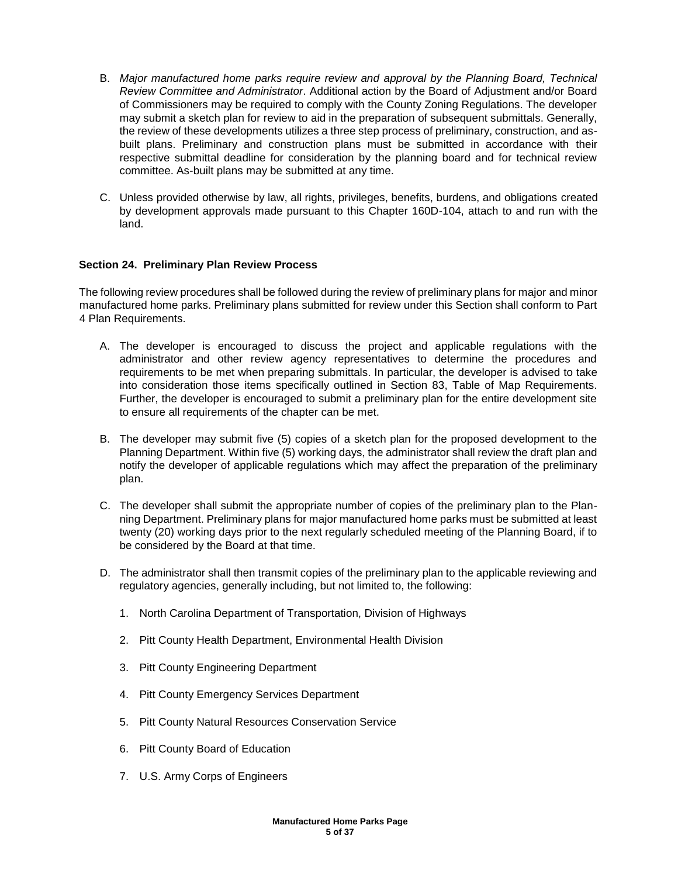B. *Major manufactured home parks require review and approval by the Planning Board, Technical Review Committee and Administrator*. Additional action by the Board of Adjustment and/or Board of Commissioners may be required to comply with the County Zoning Regulations. The developer may submit a sketch plan for review to aid in the preparation of subsequent submittals. Generally, the review of these developments utilizes a three step process of preliminary, construction, and as-built plans. Preliminary and construction plans must be submitted in accordance with their respective submittal deadline for consideration by the planning board and for technical review committee. As-built plans may be submitted at any time.

C. Unless provided otherwise by law, all rights, privileges, benefits, burdens, and obligations created by development approvals made pursuant to this Chapter 160D-104, attach to and run with the land.

**Section 24. Preliminary Plan Review Process**

The following review procedures shall be followed during the review of preliminary plans for major and minor manufactured home parks. Preliminary plans submitted for review under this Section shall conform to Part 4 Plan Requirements.

A. The developer is encouraged to discuss the project and applicable regulations with the administrator and other review agency representatives to determine the procedures and requirements to be met when preparing submittals. In particular, the developer is advised to take into consideration those items specifically outlined in Section 83, Table of Map Requirements. Further, the developer is encouraged to submit a preliminary plan for the entire development site to ensure all requirements of the chapter can be met.

B. The developer may submit five (5) copies of a sketch plan for the proposed development to the Planning Department. Within five (5) working days, the administrator shall review the draft plan and notify the developer of applicable regulations which may affect the preparation of the preliminary plan.

C. The developer shall submit the appropriate number of copies of the preliminary plan to the Planning Department. Preliminary plans for major manufactured home parks must be submitted at least twenty (20) working days prior to the next regularly scheduled meeting of the Planning Board, if to be considered by the Board at that time.

D. The administrator shall then transmit copies of the preliminary plan to the applicable reviewing and regulatory agencies, generally including, but not limited to, the following:

1. North Carolina Department of Transportation, Division of Highways
2. Pitt County Health Department, Environmental Health Division
3. Pitt County Engineering Department
4. Pitt County Emergency Services Department
5. Pitt County Natural Resources Conservation Service
6. Pitt County Board of Education
7. U.S. Army Corps of Engineers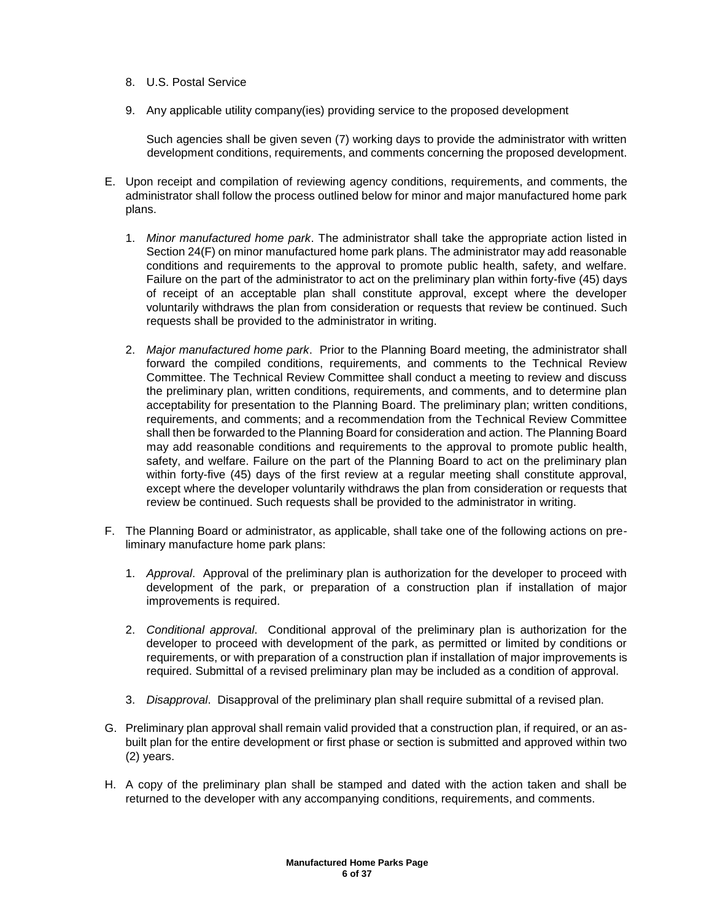8. U.S. Postal Service

9. Any applicable utility company(ies) providing service to the proposed development

   Such agencies shall be given seven (7) working days to provide the administrator with written development conditions, requirements, and comments concerning the proposed development.

E. Upon receipt and compilation of reviewing agency conditions, requirements, and comments, the administrator shall follow the process outlined below for minor and major manufactured home park plans.

   1. *Minor manufactured home park*. The administrator shall take the appropriate action listed in Section 24(F) on minor manufactured home park plans. The administrator may add reasonable conditions and requirements to the approval to promote public health, safety, and welfare. Failure on the part of the administrator to act on the preliminary plan within forty-five (45) days of receipt of an acceptable plan shall constitute approval, except where the developer voluntarily withdraws the plan from consideration or requests that review be continued. Such requests shall be provided to the administrator in writing.

   2. *Major manufactured home park*. Prior to the Planning Board meeting, the administrator shall forward the compiled conditions, requirements, and comments to the Technical Review Committee. The Technical Review Committee shall conduct a meeting to review and discuss the preliminary plan, written conditions, requirements, and comments, and to determine plan acceptability for presentation to the Planning Board. The preliminary plan; written conditions, requirements, and comments; and a recommendation from the Technical Review Committee shall then be forwarded to the Planning Board for consideration and action. The Planning Board may add reasonable conditions and requirements to the approval to promote public health, safety, and welfare. Failure on the part of the Planning Board to act on the preliminary plan within forty-five (45) days of the first review at a regular meeting shall constitute approval, except where the developer voluntarily withdraws the plan from consideration or requests that review be continued. Such requests shall be provided to the administrator in writing.

F. The Planning Board or administrator, as applicable, shall take one of the following actions on preliminary manufacture home park plans:

   1. *Approval*. Approval of the preliminary plan is authorization for the developer to proceed with development of the park, or preparation of a construction plan if installation of major improvements is required.

   2. *Conditional approval*. Conditional approval of the preliminary plan is authorization for the developer to proceed with development of the park, as permitted or limited by conditions or requirements, or with preparation of a construction plan if installation of major improvements is required. Submittal of a revised preliminary plan may be included as a condition of approval.

   3. *Disapproval*. Disapproval of the preliminary plan shall require submittal of a revised plan.

G. Preliminary plan approval shall remain valid provided that a construction plan, if required, or an as-built plan for the entire development or first phase or section is submitted and approved within two (2) years.

H. A copy of the preliminary plan shall be stamped and dated with the action taken and shall be returned to the developer with any accompanying conditions, requirements, and comments.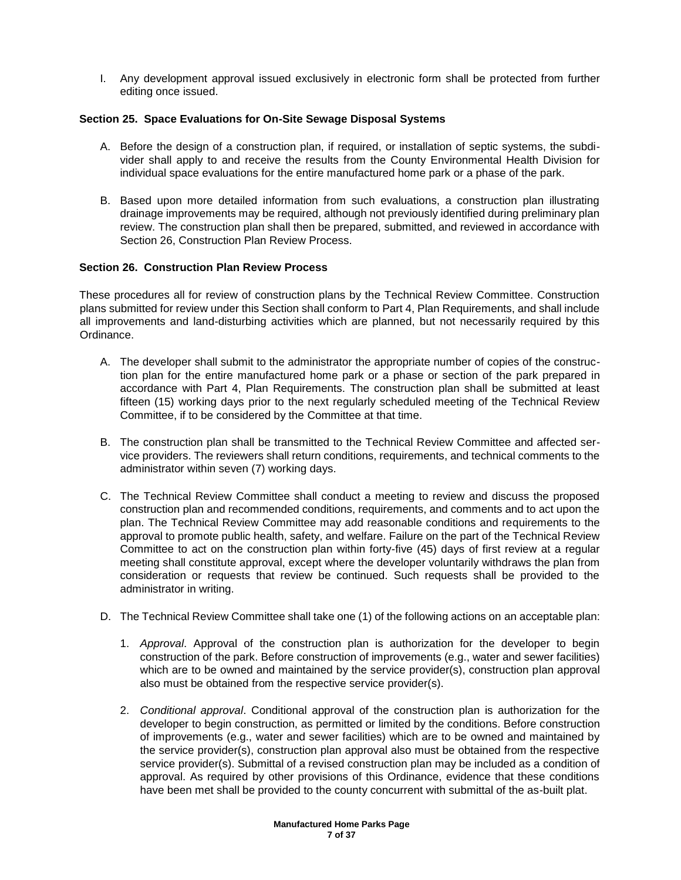I. Any development approval issued exclusively in electronic form shall be protected from further editing once issued.

### Section 25. Space Evaluations for On-Site Sewage Disposal Systems

A. Before the design of a construction plan, if required, or installation of septic systems, the subdivider shall apply to and receive the results from the County Environmental Health Division for individual space evaluations for the entire manufactured home park or a phase of the park.

B. Based upon more detailed information from such evaluations, a construction plan illustrating drainage improvements may be required, although not previously identified during preliminary plan review. The construction plan shall then be prepared, submitted, and reviewed in accordance with Section 26, Construction Plan Review Process.

### Section 26. Construction Plan Review Process

These procedures all for review of construction plans by the Technical Review Committee. Construction plans submitted for review under this Section shall conform to Part 4, Plan Requirements, and shall include all improvements and land-disturbing activities which are planned, but not necessarily required by this Ordinance.

A. The developer shall submit to the administrator the appropriate number of copies of the construction plan for the entire manufactured home park or a phase or section of the park prepared in accordance with Part 4, Plan Requirements. The construction plan shall be submitted at least fifteen (15) working days prior to the next regularly scheduled meeting of the Technical Review Committee, if to be considered by the Committee at that time.

B. The construction plan shall be transmitted to the Technical Review Committee and affected service providers. The reviewers shall return conditions, requirements, and technical comments to the administrator within seven (7) working days.

C. The Technical Review Committee shall conduct a meeting to review and discuss the proposed construction plan and recommended conditions, requirements, and comments and to act upon the plan. The Technical Review Committee may add reasonable conditions and requirements to the approval to promote public health, safety, and welfare. Failure on the part of the Technical Review Committee to act on the construction plan within forty-five (45) days of first review at a regular meeting shall constitute approval, except where the developer voluntarily withdraws the plan from consideration or requests that review be continued. Such requests shall be provided to the administrator in writing.

D. The Technical Review Committee shall take one (1) of the following actions on an acceptable plan:

   1. *Approval*. Approval of the construction plan is authorization for the developer to begin construction of the park. Before construction of improvements (e.g., water and sewer facilities) which are to be owned and maintained by the service provider(s), construction plan approval also must be obtained from the respective service provider(s).

   2. *Conditional approval*. Conditional approval of the construction plan is authorization for the developer to begin construction, as permitted or limited by the conditions. Before construction of improvements (e.g., water and sewer facilities) which are to be owned and maintained by the service provider(s), construction plan approval also must be obtained from the respective service provider(s). Submittal of a revised construction plan may be included as a condition of approval. As required by other provisions of this Ordinance, evidence that these conditions have been met shall be provided to the county concurrent with submittal of the as-built plat.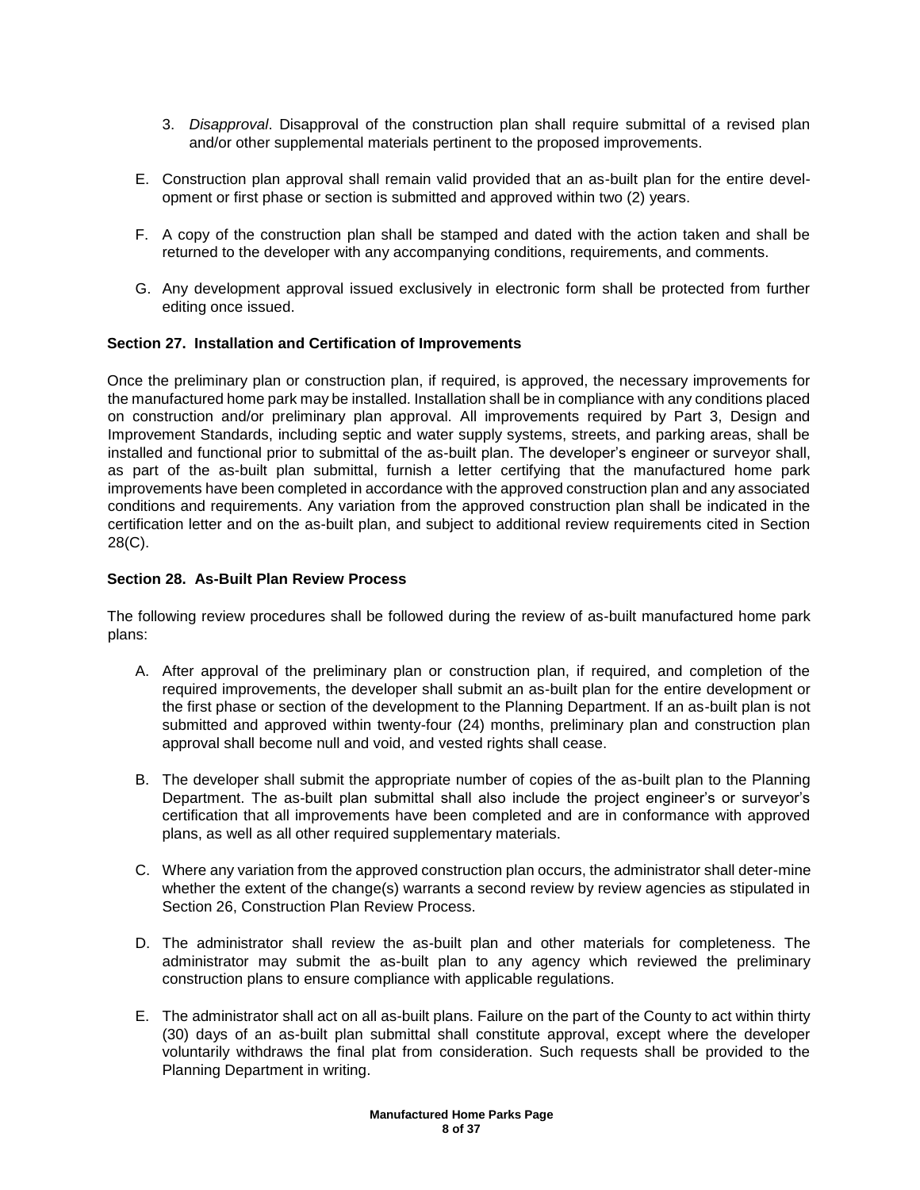3. *Disapproval*. Disapproval of the construction plan shall require submittal of a revised plan and/or other supplemental materials pertinent to the proposed improvements.

E. Construction plan approval shall remain valid provided that an as-built plan for the entire development or first phase or section is submitted and approved within two (2) years.

F. A copy of the construction plan shall be stamped and dated with the action taken and shall be returned to the developer with any accompanying conditions, requirements, and comments.

G. Any development approval issued exclusively in electronic form shall be protected from further editing once issued.

### Section 27. Installation and Certification of Improvements

Once the preliminary plan or construction plan, if required, is approved, the necessary improvements for the manufactured home park may be installed. Installation shall be in compliance with any conditions placed on construction and/or preliminary plan approval. All improvements required by Part 3, Design and Improvement Standards, including septic and water supply systems, streets, and parking areas, shall be installed and functional prior to submittal of the as-built plan. The developer's engineer or surveyor shall, as part of the as-built plan submittal, furnish a letter certifying that the manufactured home park improvements have been completed in accordance with the approved construction plan and any associated conditions and requirements. Any variation from the approved construction plan shall be indicated in the certification letter and on the as-built plan, and subject to additional review requirements cited in Section 28(C).

### Section 28. As-Built Plan Review Process

The following review procedures shall be followed during the review of as-built manufactured home park plans:

A. After approval of the preliminary plan or construction plan, if required, and completion of the required improvements, the developer shall submit an as-built plan for the entire development or the first phase or section of the development to the Planning Department. If an as-built plan is not submitted and approved within twenty-four (24) months, preliminary plan and construction plan approval shall become null and void, and vested rights shall cease.

B. The developer shall submit the appropriate number of copies of the as-built plan to the Planning Department. The as-built plan submittal shall also include the project engineer's or surveyor's certification that all improvements have been completed and are in conformance with approved plans, as well as all other required supplementary materials.

C. Where any variation from the approved construction plan occurs, the administrator shall determine whether the extent of the change(s) warrants a second review by review agencies as stipulated in Section 26, Construction Plan Review Process.

D. The administrator shall review the as-built plan and other materials for completeness. The administrator may submit the as-built plan to any agency which reviewed the preliminary construction plans to ensure compliance with applicable regulations.

E. The administrator shall act on all as-built plans. Failure on the part of the County to act within thirty (30) days of an as-built plan submittal shall constitute approval, except where the developer voluntarily withdraws the final plat from consideration. Such requests shall be provided to the Planning Department in writing.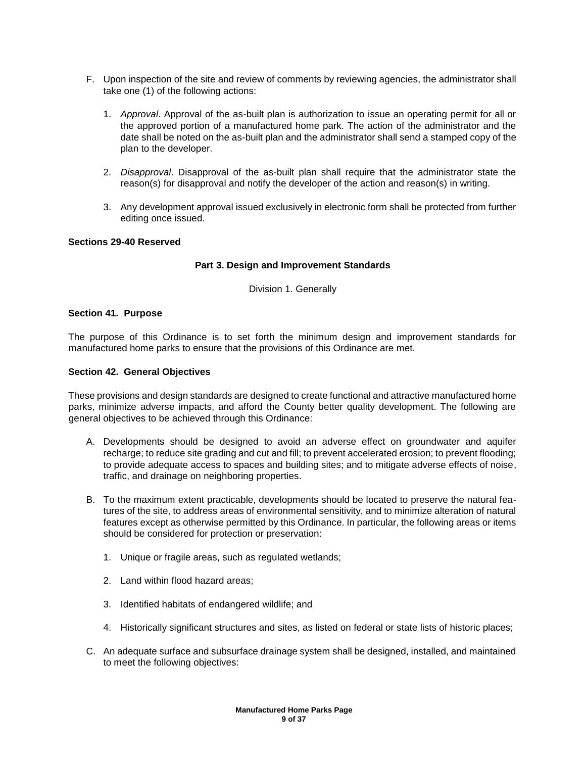F. Upon inspection of the site and review of comments by reviewing agencies, the administrator shall take one (1) of the following actions:

   1. *Approval*. Approval of the as-built plan is authorization to issue an operating permit for all or the approved portion of a manufactured home park. The action of the administrator and the date shall be noted on the as-built plan and the administrator shall send a stamped copy of the plan to the developer.

   2. *Disapproval*. Disapproval of the as-built plan shall require that the administrator state the reason(s) for disapproval and notify the developer of the action and reason(s) in writing.

   3. Any development approval issued exclusively in electronic form shall be protected from further editing once issued.

**Sections 29-40 Reserved**

## Part 3. Design and Improvement Standards

### Division 1. Generally

**Section 41. Purpose**

The purpose of this Ordinance is to set forth the minimum design and improvement standards for manufactured home parks to ensure that the provisions of this Ordinance are met.

**Section 42. General Objectives**

These provisions and design standards are designed to create functional and attractive manufactured home parks, minimize adverse impacts, and afford the County better quality development. The following are general objectives to be achieved through this Ordinance:

A. Developments should be designed to avoid an adverse effect on groundwater and aquifer recharge; to reduce site grading and cut and fill; to prevent accelerated erosion; to prevent flooding; to provide adequate access to spaces and building sites; and to mitigate adverse effects of noise, traffic, and drainage on neighboring properties.

B. To the maximum extent practicable, developments should be located to preserve the natural features of the site, to address areas of environmental sensitivity, and to minimize alteration of natural features except as otherwise permitted by this Ordinance. In particular, the following areas or items should be considered for protection or preservation:

   1. Unique or fragile areas, such as regulated wetlands;

   2. Land within flood hazard areas;

   3. Identified habitats of endangered wildlife; and

   4. Historically significant structures and sites, as listed on federal or state lists of historic places;

C. An adequate surface and subsurface drainage system shall be designed, installed, and maintained to meet the following objectives: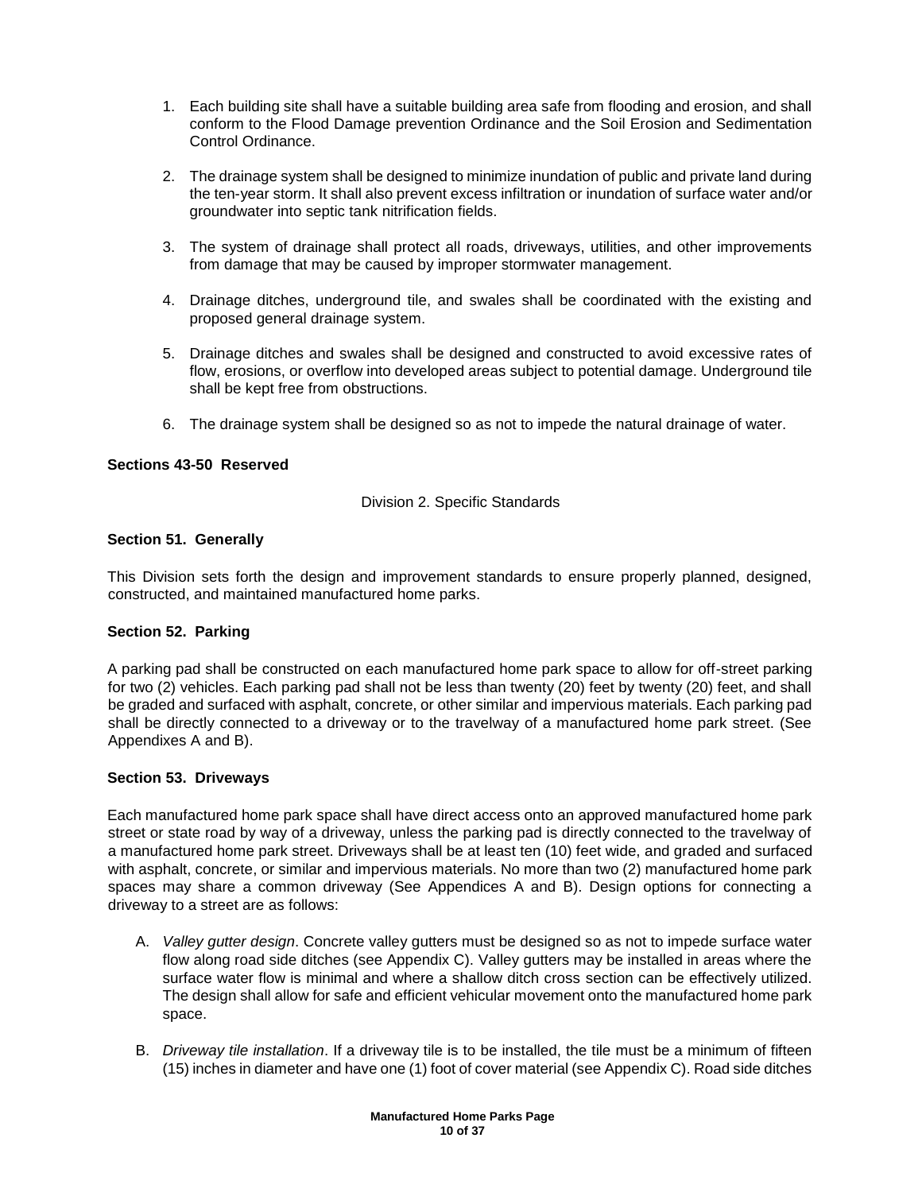1. Each building site shall have a suitable building area safe from flooding and erosion, and shall conform to the Flood Damage prevention Ordinance and the Soil Erosion and Sedimentation Control Ordinance.

2. The drainage system shall be designed to minimize inundation of public and private land during the ten-year storm. It shall also prevent excess infiltration or inundation of surface water and/or groundwater into septic tank nitrification fields.

3. The system of drainage shall protect all roads, driveways, utilities, and other improvements from damage that may be caused by improper stormwater management.

4. Drainage ditches, underground tile, and swales shall be coordinated with the existing and proposed general drainage system.

5. Drainage ditches and swales shall be designed and constructed to avoid excessive rates of flow, erosions, or overflow into developed areas subject to potential damage. Underground tile shall be kept free from obstructions.

6. The drainage system shall be designed so as not to impede the natural drainage of water.

**Sections 43-50 Reserved**

Division 2. Specific Standards

**Section 51. Generally**

This Division sets forth the design and improvement standards to ensure properly planned, designed, constructed, and maintained manufactured home parks.

**Section 52. Parking**

A parking pad shall be constructed on each manufactured home park space to allow for off-street parking for two (2) vehicles. Each parking pad shall not be less than twenty (20) feet by twenty (20) feet, and shall be graded and surfaced with asphalt, concrete, or other similar and impervious materials. Each parking pad shall be directly connected to a driveway or to the travelway of a manufactured home park street. (See Appendixes A and B).

**Section 53. Driveways**

Each manufactured home park space shall have direct access onto an approved manufactured home park street or state road by way of a driveway, unless the parking pad is directly connected to the travelway of a manufactured home park street. Driveways shall be at least ten (10) feet wide, and graded and surfaced with asphalt, concrete, or similar and impervious materials. No more than two (2) manufactured home park spaces may share a common driveway (See Appendices A and B). Design options for connecting a driveway to a street are as follows:

A. *Valley gutter design*. Concrete valley gutters must be designed so as not to impede surface water flow along road side ditches (see Appendix C). Valley gutters may be installed in areas where the surface water flow is minimal and where a shallow ditch cross section can be effectively utilized. The design shall allow for safe and efficient vehicular movement onto the manufactured home park space.

B. *Driveway tile installation*. If a driveway tile is to be installed, the tile must be a minimum of fifteen (15) inches in diameter and have one (1) foot of cover material (see Appendix C). Road side ditches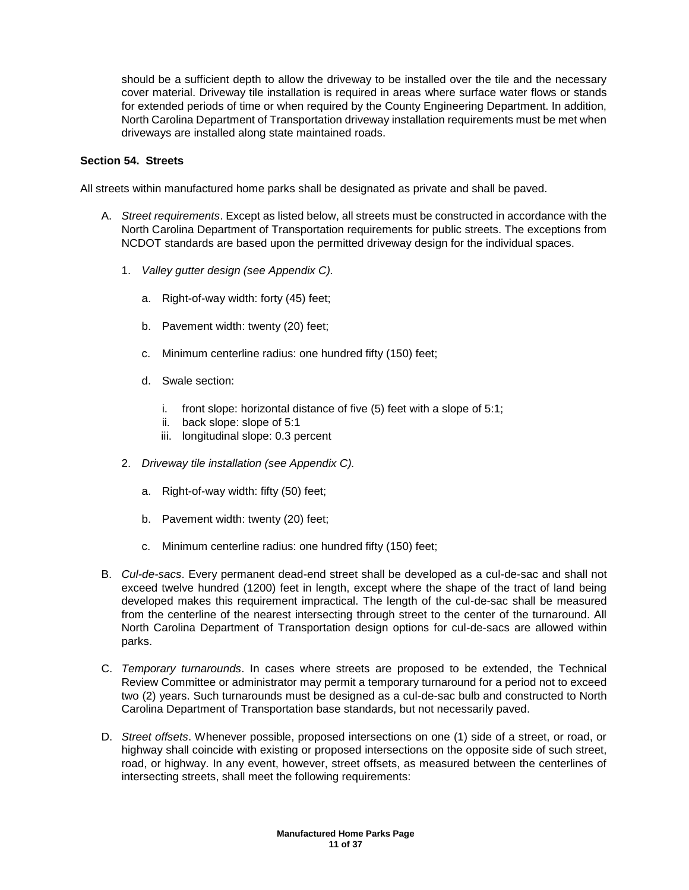should be a sufficient depth to allow the driveway to be installed over the tile and the necessary cover material. Driveway tile installation is required in areas where surface water flows or stands for extended periods of time or when required by the County Engineering Department. In addition, North Carolina Department of Transportation driveway installation requirements must be met when driveways are installed along state maintained roads.

### Section 54. Streets

All streets within manufactured home parks shall be designated as private and shall be paved.

A. *Street requirements*. Except as listed below, all streets must be constructed in accordance with the North Carolina Department of Transportation requirements for public streets. The exceptions from NCDOT standards are based upon the permitted driveway design for the individual spaces.

   1. *Valley gutter design (see Appendix C).*

      a. Right-of-way width: forty (45) feet;

      b. Pavement width: twenty (20) feet;

      c. Minimum centerline radius: one hundred fifty (150) feet;

      d. Swale section:

         i. front slope: horizontal distance of five (5) feet with a slope of 5:1;
         ii. back slope: slope of 5:1
         iii. longitudinal slope: 0.3 percent

   2. *Driveway tile installation (see Appendix C).*

      a. Right-of-way width: fifty (50) feet;

      b. Pavement width: twenty (20) feet;

      c. Minimum centerline radius: one hundred fifty (150) feet;

B. *Cul-de-sacs*. Every permanent dead-end street shall be developed as a cul-de-sac and shall not exceed twelve hundred (1200) feet in length, except where the shape of the tract of land being developed makes this requirement impractical. The length of the cul-de-sac shall be measured from the centerline of the nearest intersecting through street to the center of the turnaround. All North Carolina Department of Transportation design options for cul-de-sacs are allowed within parks.

C. *Temporary turnarounds*. In cases where streets are proposed to be extended, the Technical Review Committee or administrator may permit a temporary turnaround for a period not to exceed two (2) years. Such turnarounds must be designed as a cul-de-sac bulb and constructed to North Carolina Department of Transportation base standards, but not necessarily paved.

D. *Street offsets*. Whenever possible, proposed intersections on one (1) side of a street, or road, or highway shall coincide with existing or proposed intersections on the opposite side of such street, road, or highway. In any event, however, street offsets, as measured between the centerlines of intersecting streets, shall meet the following requirements: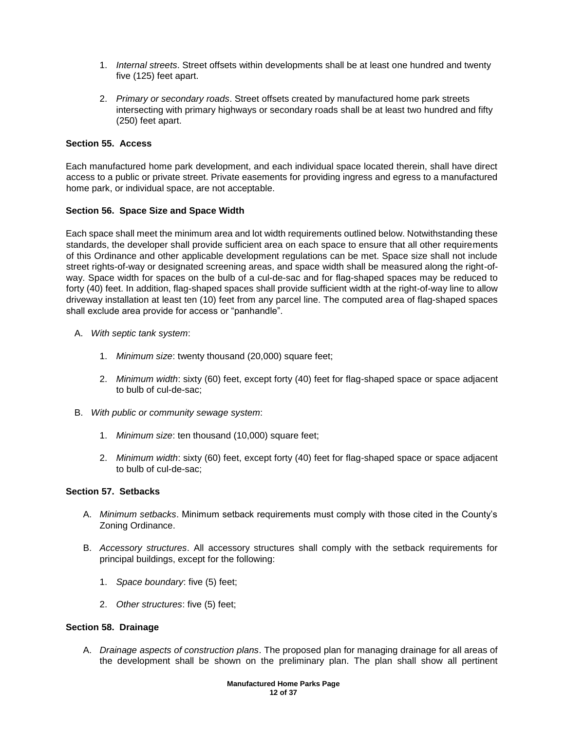1. *Internal streets*. Street offsets within developments shall be at least one hundred and twenty five (125) feet apart.

2. *Primary or secondary roads*. Street offsets created by manufactured home park streets intersecting with primary highways or secondary roads shall be at least two hundred and fifty (250) feet apart.

### Section 55. Access

Each manufactured home park development, and each individual space located therein, shall have direct access to a public or private street. Private easements for providing ingress and egress to a manufactured home park, or individual space, are not acceptable.

### Section 56. Space Size and Space Width

Each space shall meet the minimum area and lot width requirements outlined below. Notwithstanding these standards, the developer shall provide sufficient area on each space to ensure that all other requirements of this Ordinance and other applicable development regulations can be met. Space size shall not include street rights-of-way or designated screening areas, and space width shall be measured along the right-of-way. Space width for spaces on the bulb of a cul-de-sac and for flag-shaped spaces may be reduced to forty (40) feet. In addition, flag-shaped spaces shall provide sufficient width at the right-of-way line to allow driveway installation at least ten (10) feet from any parcel line. The computed area of flag-shaped spaces shall exclude area provide for access or "panhandle".

A. *With septic tank system*:

   1. *Minimum size*: twenty thousand (20,000) square feet;

   2. *Minimum width*: sixty (60) feet, except forty (40) feet for flag-shaped space or space adjacent to bulb of cul-de-sac;

B. *With public or community sewage system*:

   1. *Minimum size*: ten thousand (10,000) square feet;

   2. *Minimum width*: sixty (60) feet, except forty (40) feet for flag-shaped space or space adjacent to bulb of cul-de-sac;

### Section 57. Setbacks

A. *Minimum setbacks*. Minimum setback requirements must comply with those cited in the County's Zoning Ordinance.

B. *Accessory structures*. All accessory structures shall comply with the setback requirements for principal buildings, except for the following:

   1. *Space boundary*: five (5) feet;

   2. *Other structures*: five (5) feet;

### Section 58. Drainage

A. *Drainage aspects of construction plans*. The proposed plan for managing drainage for all areas of the development shall be shown on the preliminary plan. The plan shall show all pertinent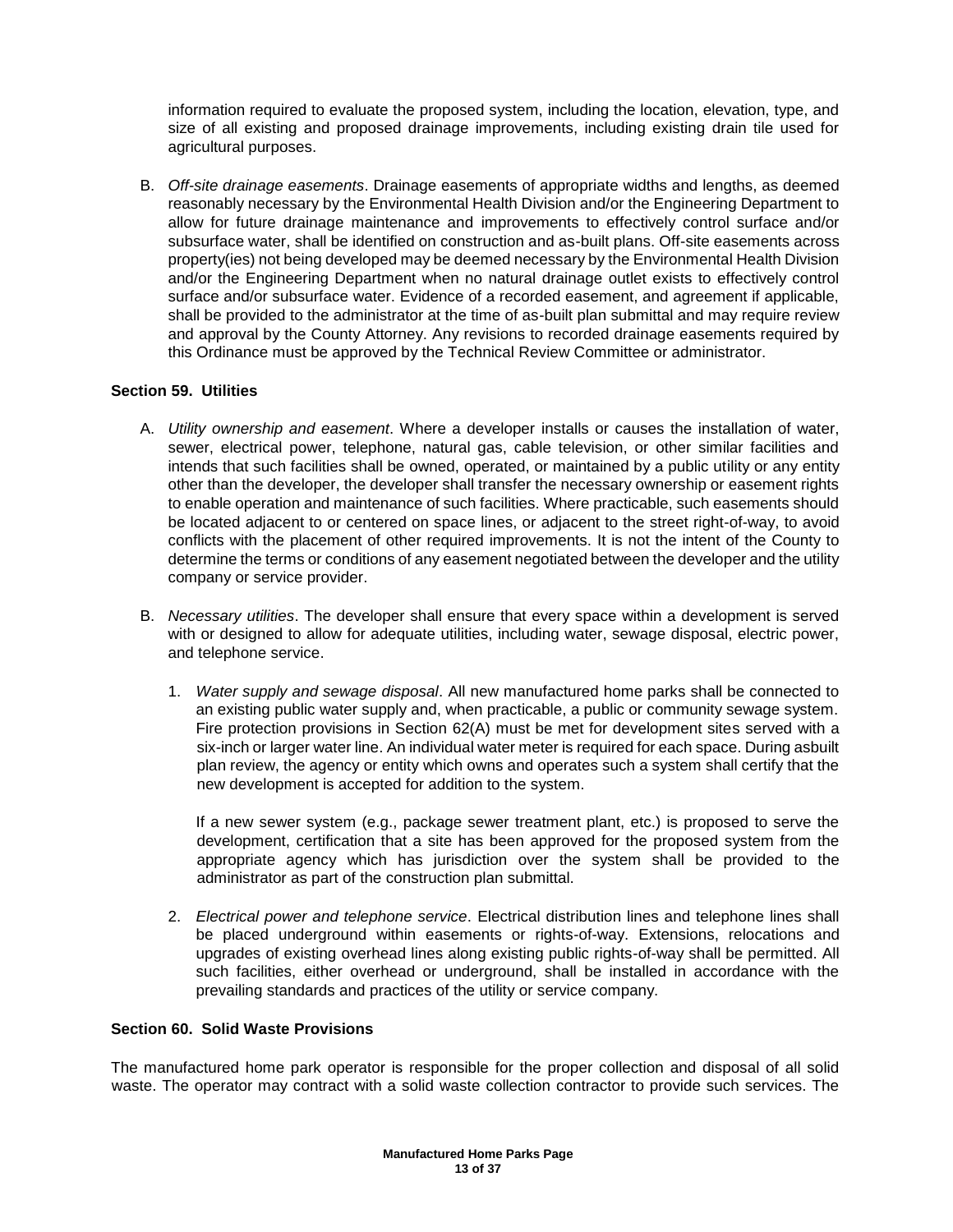information required to evaluate the proposed system, including the location, elevation, type, and size of all existing and proposed drainage improvements, including existing drain tile used for agricultural purposes.

B. *Off-site drainage easements*. Drainage easements of appropriate widths and lengths, as deemed reasonably necessary by the Environmental Health Division and/or the Engineering Department to allow for future drainage maintenance and improvements to effectively control surface and/or subsurface water, shall be identified on construction and as-built plans. Off-site easements across property(ies) not being developed may be deemed necessary by the Environmental Health Division and/or the Engineering Department when no natural drainage outlet exists to effectively control surface and/or subsurface water. Evidence of a recorded easement, and agreement if applicable, shall be provided to the administrator at the time of as-built plan submittal and may require review and approval by the County Attorney. Any revisions to recorded drainage easements required by this Ordinance must be approved by the Technical Review Committee or administrator.

### Section 59. Utilities

A. *Utility ownership and easement*. Where a developer installs or causes the installation of water, sewer, electrical power, telephone, natural gas, cable television, or other similar facilities and intends that such facilities shall be owned, operated, or maintained by a public utility or any entity other than the developer, the developer shall transfer the necessary ownership or easement rights to enable operation and maintenance of such facilities. Where practicable, such easements should be located adjacent to or centered on space lines, or adjacent to the street right-of-way, to avoid conflicts with the placement of other required improvements. It is not the intent of the County to determine the terms or conditions of any easement negotiated between the developer and the utility company or service provider.

B. *Necessary utilities*. The developer shall ensure that every space within a development is served with or designed to allow for adequate utilities, including water, sewage disposal, electric power, and telephone service.

   1. *Water supply and sewage disposal*. All new manufactured home parks shall be connected to an existing public water supply and, when practicable, a public or community sewage system. Fire protection provisions in Section 62(A) must be met for development sites served with a six-inch or larger water line. An individual water meter is required for each space. During asbuilt plan review, the agency or entity which owns and operates such a system shall certify that the new development is accepted for addition to the system.

      If a new sewer system (e.g., package sewer treatment plant, etc.) is proposed to serve the development, certification that a site has been approved for the proposed system from the appropriate agency which has jurisdiction over the system shall be provided to the administrator as part of the construction plan submittal.

   2. *Electrical power and telephone service*. Electrical distribution lines and telephone lines shall be placed underground within easements or rights-of-way. Extensions, relocations and upgrades of existing overhead lines along existing public rights-of-way shall be permitted. All such facilities, either overhead or underground, shall be installed in accordance with the prevailing standards and practices of the utility or service company.

### Section 60. Solid Waste Provisions

The manufactured home park operator is responsible for the proper collection and disposal of all solid waste. The operator may contract with a solid waste collection contractor to provide such services. The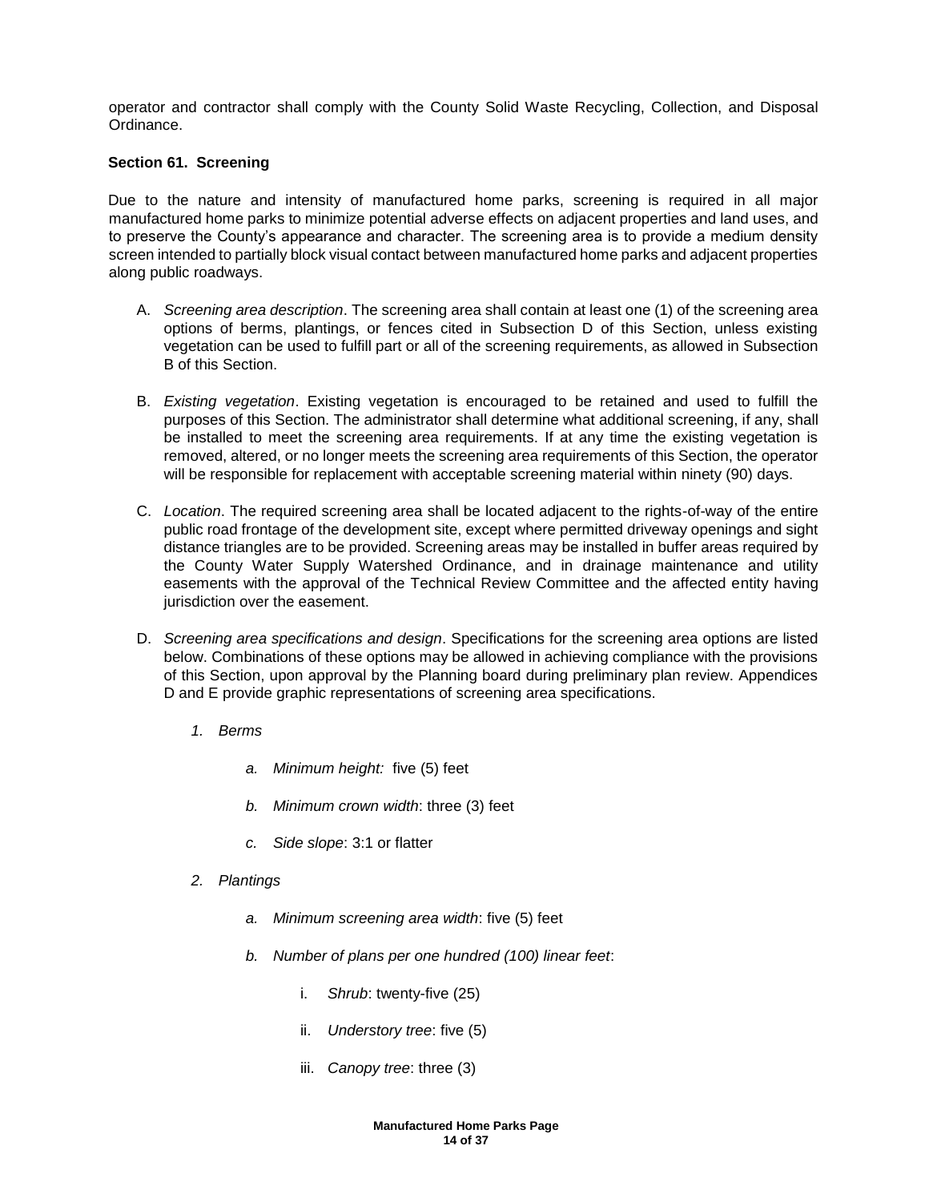operator and contractor shall comply with the County Solid Waste Recycling, Collection, and Disposal Ordinance.

### Section 61. Screening

Due to the nature and intensity of manufactured home parks, screening is required in all major manufactured home parks to minimize potential adverse effects on adjacent properties and land uses, and to preserve the County's appearance and character. The screening area is to provide a medium density screen intended to partially block visual contact between manufactured home parks and adjacent properties along public roadways.

A. *Screening area description*. The screening area shall contain at least one (1) of the screening area options of berms, plantings, or fences cited in Subsection D of this Section, unless existing vegetation can be used to fulfill part or all of the screening requirements, as allowed in Subsection B of this Section.

B. *Existing vegetation*. Existing vegetation is encouraged to be retained and used to fulfill the purposes of this Section. The administrator shall determine what additional screening, if any, shall be installed to meet the screening area requirements. If at any time the existing vegetation is removed, altered, or no longer meets the screening area requirements of this Section, the operator will be responsible for replacement with acceptable screening material within ninety (90) days.

C. *Location*. The required screening area shall be located adjacent to the rights-of-way of the entire public road frontage of the development site, except where permitted driveway openings and sight distance triangles are to be provided. Screening areas may be installed in buffer areas required by the County Water Supply Watershed Ordinance, and in drainage maintenance and utility easements with the approval of the Technical Review Committee and the affected entity having jurisdiction over the easement.

D. *Screening area specifications and design*. Specifications for the screening area options are listed below. Combinations of these options may be allowed in achieving compliance with the provisions of this Section, upon approval by the Planning board during preliminary plan review. Appendices D and E provide graphic representations of screening area specifications.

   1. *Berms*

      a. *Minimum height:* five (5) feet

      b. *Minimum crown width*: three (3) feet

      c. *Side slope*: 3:1 or flatter

   2. *Plantings*

      a. *Minimum screening area width*: five (5) feet

      b. *Number of plans per one hundred (100) linear feet*:

         i. *Shrub*: twenty-five (25)

         ii. *Understory tree*: five (5)

         iii. *Canopy tree*: three (3)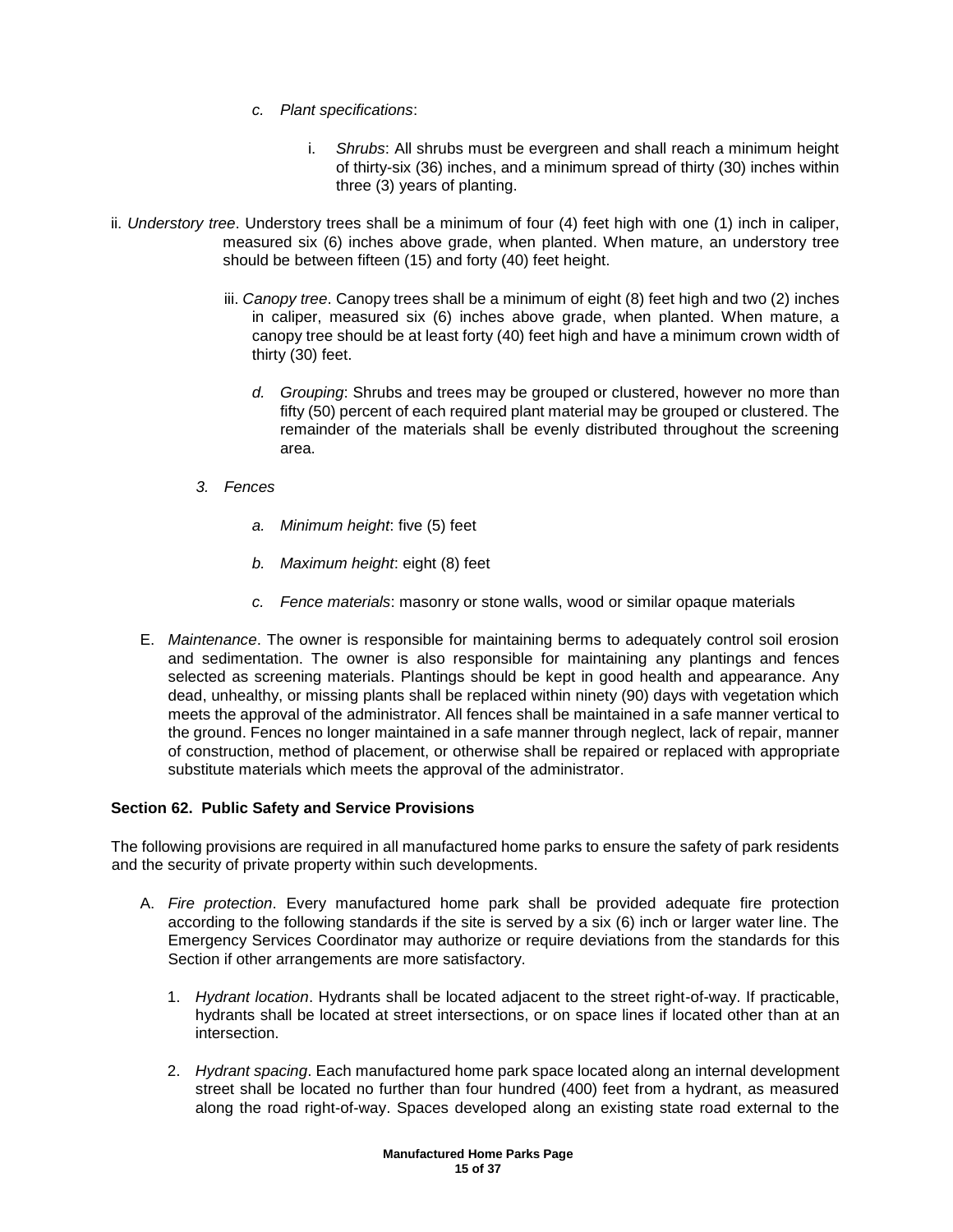c. *Plant specifications*:

   i. *Shrubs*: All shrubs must be evergreen and shall reach a minimum height of thirty-six (36) inches, and a minimum spread of thirty (30) inches within three (3) years of planting.

   ii. *Understory tree*. Understory trees shall be a minimum of four (4) feet high with one (1) inch in caliper, measured six (6) inches above grade, when planted. When mature, an understory tree should be between fifteen (15) and forty (40) feet height.

   iii. *Canopy tree*. Canopy trees shall be a minimum of eight (8) feet high and two (2) inches in caliper, measured six (6) inches above grade, when planted. When mature, a canopy tree should be at least forty (40) feet high and have a minimum crown width of thirty (30) feet.

d. *Grouping*: Shrubs and trees may be grouped or clustered, however no more than fifty (50) percent of each required plant material may be grouped or clustered. The remainder of the materials shall be evenly distributed throughout the screening area.

3. *Fences*

   a. *Minimum height*: five (5) feet

   b. *Maximum height*: eight (8) feet

   c. *Fence materials*: masonry or stone walls, wood or similar opaque materials

E. *Maintenance*. The owner is responsible for maintaining berms to adequately control soil erosion and sedimentation. The owner is also responsible for maintaining any plantings and fences selected as screening materials. Plantings should be kept in good health and appearance. Any dead, unhealthy, or missing plants shall be replaced within ninety (90) days with vegetation which meets the approval of the administrator. All fences shall be maintained in a safe manner vertical to the ground. Fences no longer maintained in a safe manner through neglect, lack of repair, manner of construction, method of placement, or otherwise shall be repaired or replaced with appropriate substitute materials which meets the approval of the administrator.

**Section 62. Public Safety and Service Provisions**

The following provisions are required in all manufactured home parks to ensure the safety of park residents and the security of private property within such developments.

A. *Fire protection*. Every manufactured home park shall be provided adequate fire protection according to the following standards if the site is served by a six (6) inch or larger water line. The Emergency Services Coordinator may authorize or require deviations from the standards for this Section if other arrangements are more satisfactory.

   1. *Hydrant location*. Hydrants shall be located adjacent to the street right-of-way. If practicable, hydrants shall be located at street intersections, or on space lines if located other than at an intersection.

   2. *Hydrant spacing*. Each manufactured home park space located along an internal development street shall be located no further than four hundred (400) feet from a hydrant, as measured along the road right-of-way. Spaces developed along an existing state road external to the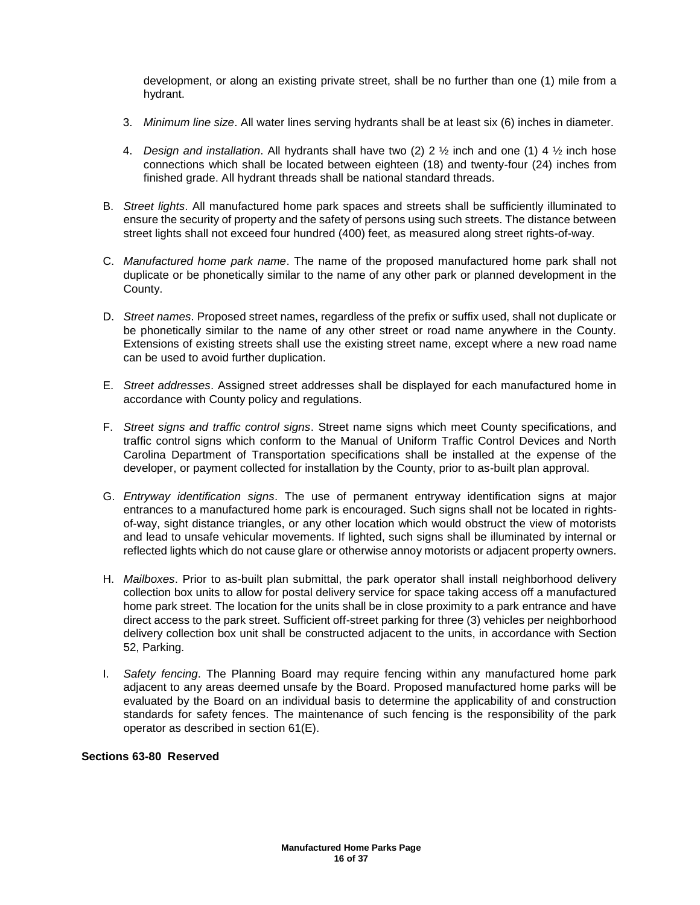development, or along an existing private street, shall be no further than one (1) mile from a hydrant.

3. *Minimum line size*. All water lines serving hydrants shall be at least six (6) inches in diameter.

4. *Design and installation*. All hydrants shall have two (2) 2 ½ inch and one (1) 4 ½ inch hose connections which shall be located between eighteen (18) and twenty-four (24) inches from finished grade. All hydrant threads shall be national standard threads.

B. *Street lights*. All manufactured home park spaces and streets shall be sufficiently illuminated to ensure the security of property and the safety of persons using such streets. The distance between street lights shall not exceed four hundred (400) feet, as measured along street rights-of-way.

C. *Manufactured home park name*. The name of the proposed manufactured home park shall not duplicate or be phonetically similar to the name of any other park or planned development in the County.

D. *Street names*. Proposed street names, regardless of the prefix or suffix used, shall not duplicate or be phonetically similar to the name of any other street or road name anywhere in the County. Extensions of existing streets shall use the existing street name, except where a new road name can be used to avoid further duplication.

E. *Street addresses*. Assigned street addresses shall be displayed for each manufactured home in accordance with County policy and regulations.

F. *Street signs and traffic control signs*. Street name signs which meet County specifications, and traffic control signs which conform to the Manual of Uniform Traffic Control Devices and North Carolina Department of Transportation specifications shall be installed at the expense of the developer, or payment collected for installation by the County, prior to as-built plan approval.

G. *Entryway identification signs*. The use of permanent entryway identification signs at major entrances to a manufactured home park is encouraged. Such signs shall not be located in rights-of-way, sight distance triangles, or any other location which would obstruct the view of motorists and lead to unsafe vehicular movements. If lighted, such signs shall be illuminated by internal or reflected lights which do not cause glare or otherwise annoy motorists or adjacent property owners.

H. *Mailboxes*. Prior to as-built plan submittal, the park operator shall install neighborhood delivery collection box units to allow for postal delivery service for space taking access off a manufactured home park street. The location for the units shall be in close proximity to a park entrance and have direct access to the park street. Sufficient off-street parking for three (3) vehicles per neighborhood delivery collection box unit shall be constructed adjacent to the units, in accordance with Section 52, Parking.

I. *Safety fencing*. The Planning Board may require fencing within any manufactured home park adjacent to any areas deemed unsafe by the Board. Proposed manufactured home parks will be evaluated by the Board on an individual basis to determine the applicability of and construction standards for safety fences. The maintenance of such fencing is the responsibility of the park operator as described in section 61(E).

**Sections 63-80 Reserved**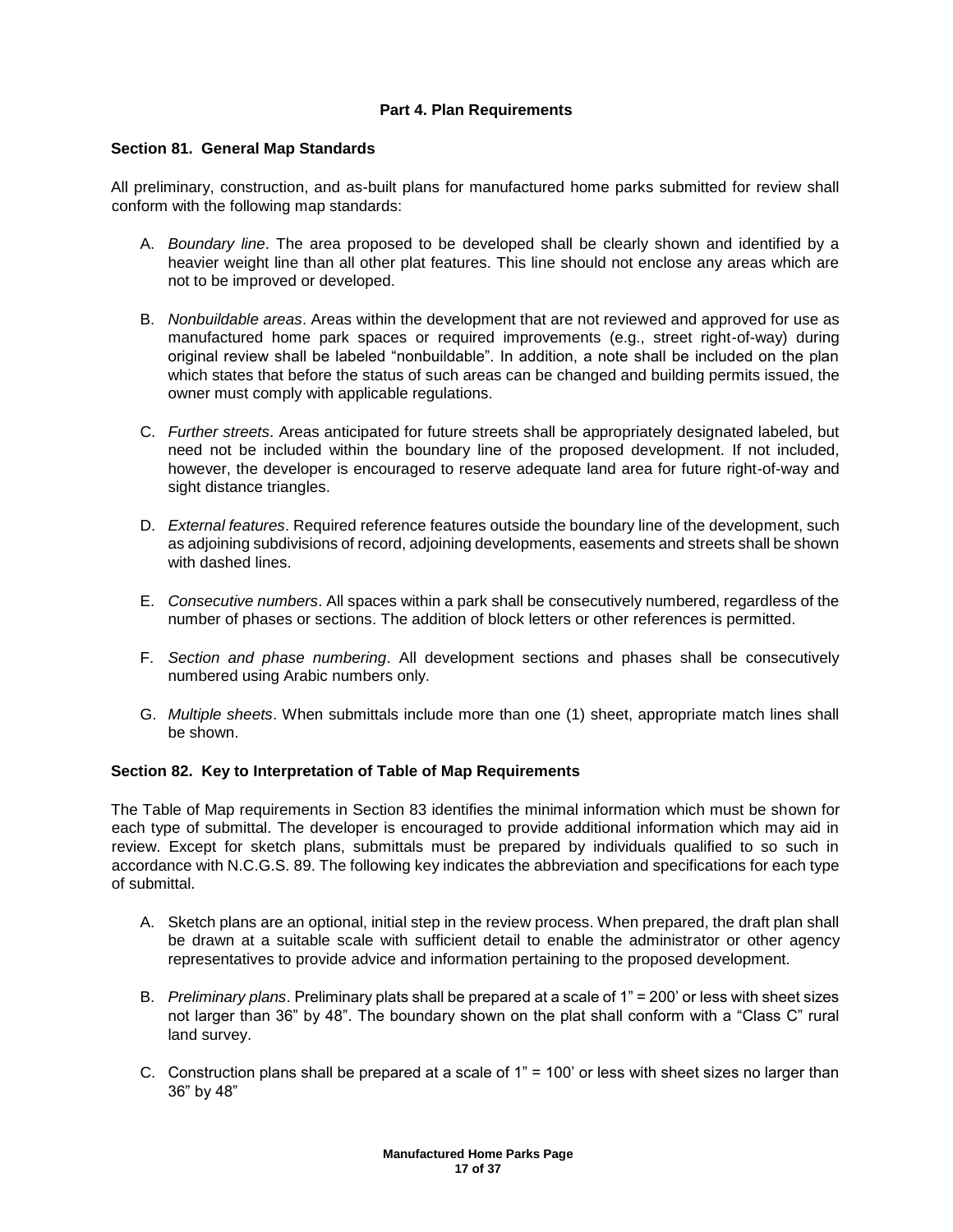## Part 4. Plan Requirements

### Section 81. General Map Standards

All preliminary, construction, and as-built plans for manufactured home parks submitted for review shall conform with the following map standards:

A. *Boundary line*. The area proposed to be developed shall be clearly shown and identified by a heavier weight line than all other plat features. This line should not enclose any areas which are not to be improved or developed.

B. *Nonbuildable areas*. Areas within the development that are not reviewed and approved for use as manufactured home park spaces or required improvements (e.g., street right-of-way) during original review shall be labeled "nonbuildable". In addition, a note shall be included on the plan which states that before the status of such areas can be changed and building permits issued, the owner must comply with applicable regulations.

C. *Further streets*. Areas anticipated for future streets shall be appropriately designated labeled, but need not be included within the boundary line of the proposed development. If not included, however, the developer is encouraged to reserve adequate land area for future right-of-way and sight distance triangles.

D. *External features*. Required reference features outside the boundary line of the development, such as adjoining subdivisions of record, adjoining developments, easements and streets shall be shown with dashed lines.

E. *Consecutive numbers*. All spaces within a park shall be consecutively numbered, regardless of the number of phases or sections. The addition of block letters or other references is permitted.

F. *Section and phase numbering*. All development sections and phases shall be consecutively numbered using Arabic numbers only.

G. *Multiple sheets*. When submittals include more than one (1) sheet, appropriate match lines shall be shown.

### Section 82. Key to Interpretation of Table of Map Requirements

The Table of Map requirements in Section 83 identifies the minimal information which must be shown for each type of submittal. The developer is encouraged to provide additional information which may aid in review. Except for sketch plans, submittals must be prepared by individuals qualified to so such in accordance with N.C.G.S. 89. The following key indicates the abbreviation and specifications for each type of submittal.

A. Sketch plans are an optional, initial step in the review process. When prepared, the draft plan shall be drawn at a suitable scale with sufficient detail to enable the administrator or other agency representatives to provide advice and information pertaining to the proposed development.

B. *Preliminary plans*. Preliminary plats shall be prepared at a scale of 1" = 200' or less with sheet sizes not larger than 36" by 48". The boundary shown on the plat shall conform with a "Class C" rural land survey.

C. Construction plans shall be prepared at a scale of 1" = 100' or less with sheet sizes no larger than 36" by 48"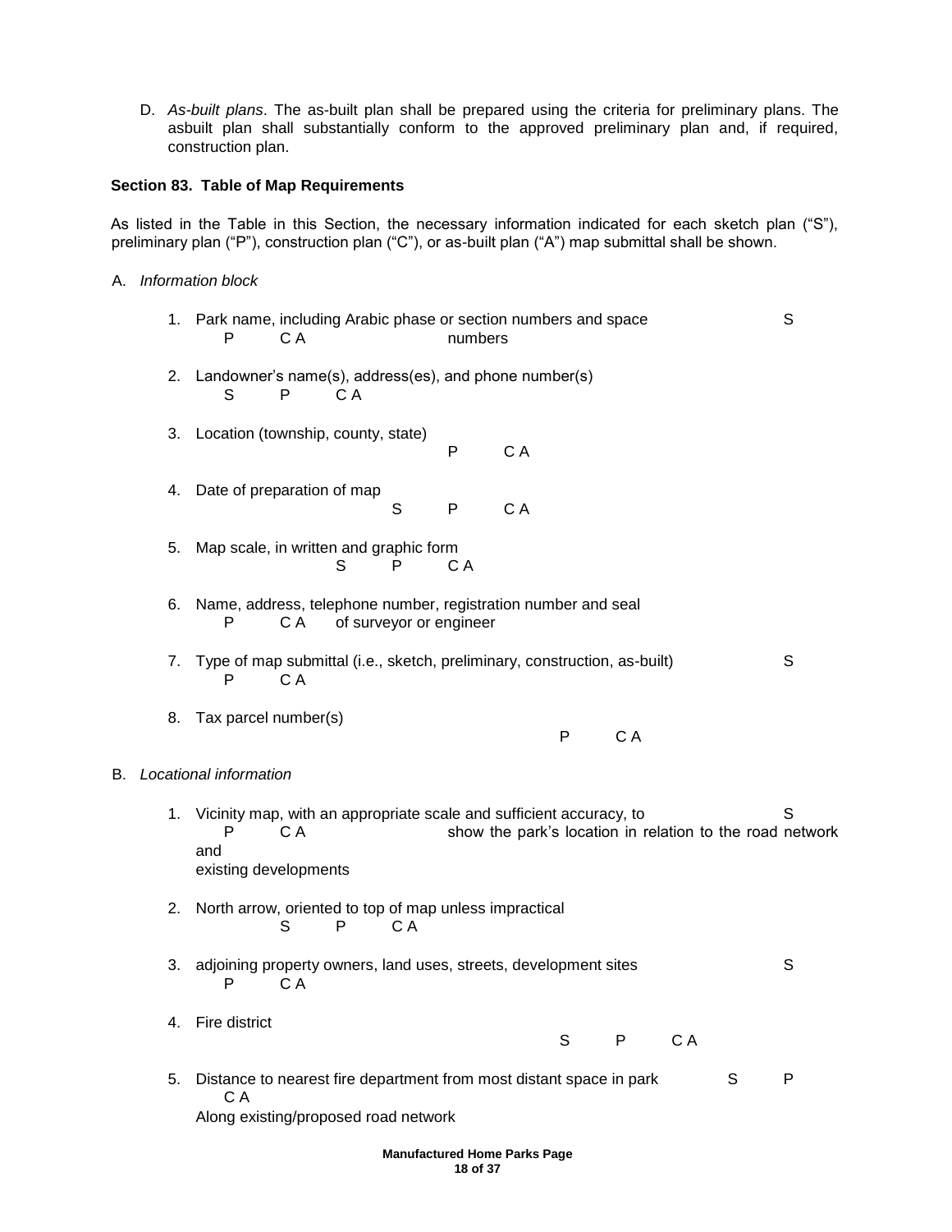D. *As-built plans*. The as-built plan shall be prepared using the criteria for preliminary plans. The asbuilt plan shall substantially conform to the approved preliminary plan and, if required, construction plan.

**Section 83. Table of Map Requirements**

As listed in the Table in this Section, the necessary information indicated for each sketch plan ("S"), preliminary plan ("P"), construction plan ("C"), or as-built plan ("A") map submittal shall be shown.

A. *Information block*

| Item | Requirement |
|---|---|
| 1. Park name, including Arabic phase or section numbers and space numbers | S P C A |
| 2. Landowner's name(s), address(es), and phone number(s) | S P C A |
| 3. Location (township, county, state) | P C A |
| 4. Date of preparation of map | S P C A |
| 5. Map scale, in written and graphic form | S P C A |
| 6. Name, address, telephone number, registration number and seal of surveyor or engineer | P C A |
| 7. Type of map submittal (i.e., sketch, preliminary, construction, as-built) | S P C A |
| 8. Tax parcel number(s) | P C A |

B. *Locational information*

| Item | Requirement |
|---|---|
| 1. Vicinity map, with an appropriate scale and sufficient accuracy, to show the park's location in relation to the road network and existing developments | S P C A |
| 2. North arrow, oriented to top of map unless impractical | S P C A |
| 3. adjoining property owners, land uses, streets, development sites | S P C A |
| 4. Fire district | S P C A |
| 5. Distance to nearest fire department from most distant space in park Along existing/proposed road network | S P C A |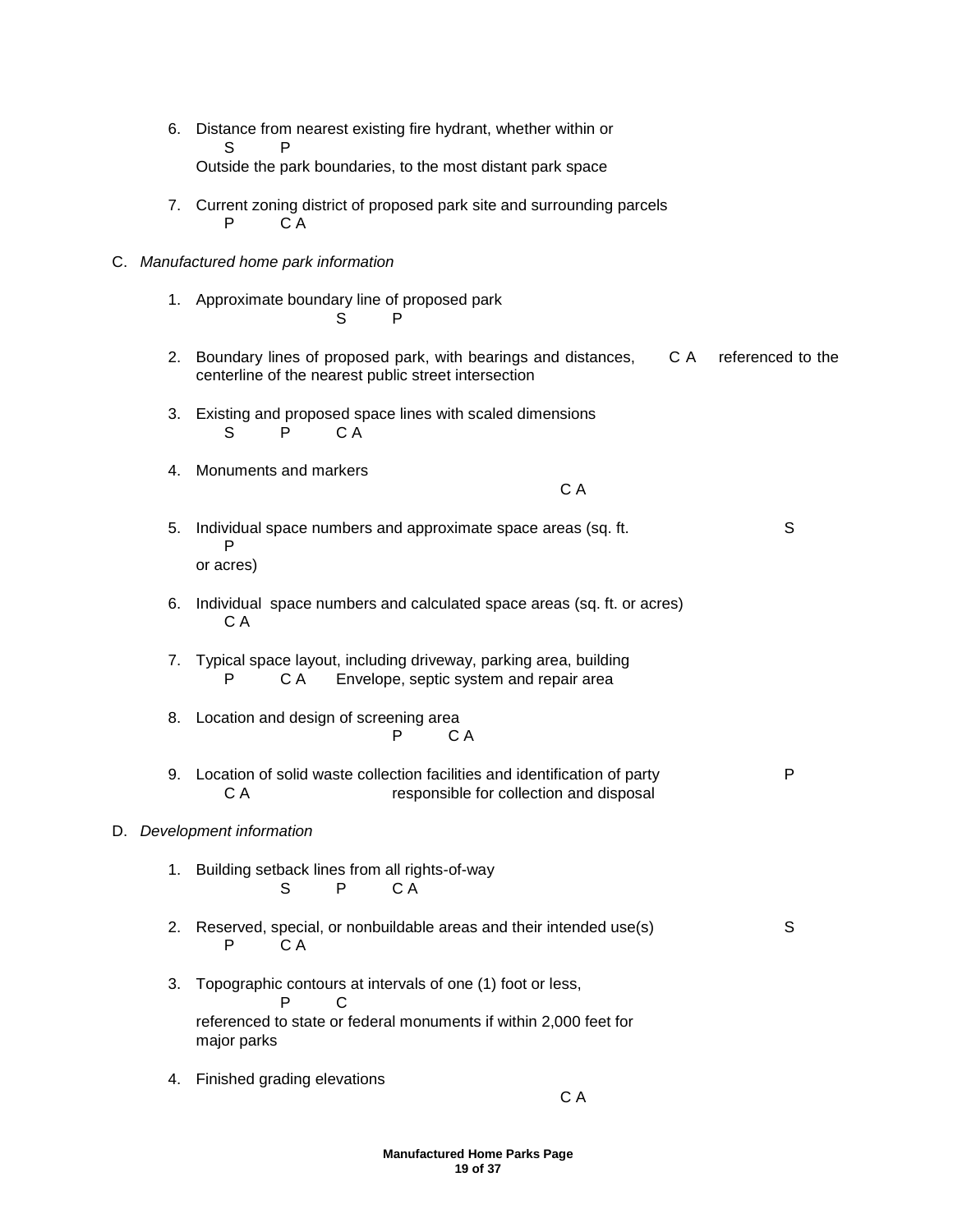6. Distance from nearest existing fire hydrant, whether within or
   S P
   Outside the park boundaries, to the most distant park space

7. Current zoning district of proposed park site and surrounding parcels
   P C A

C. *Manufactured home park information*

1. Approximate boundary line of proposed park
   S P

2. Boundary lines of proposed park, with bearings and distances, C A referenced to the centerline of the nearest public street intersection

3. Existing and proposed space lines with scaled dimensions
   S P C A

4. Monuments and markers
   C A

5. Individual space numbers and approximate space areas (sq. ft. S
   P
   or acres)

6. Individual space numbers and calculated space areas (sq. ft. or acres)
   C A

7. Typical space layout, including driveway, parking area, building
   P C A Envelope, septic system and repair area

8. Location and design of screening area
   P C A

9. Location of solid waste collection facilities and identification of party P
   C A responsible for collection and disposal

D. *Development information*

1. Building setback lines from all rights-of-way
   S P C A

2. Reserved, special, or nonbuildable areas and their intended use(s) S
   P C A

3. Topographic contours at intervals of one (1) foot or less,
   P C
   referenced to state or federal monuments if within 2,000 feet for major parks

4. Finished grading elevations
   C A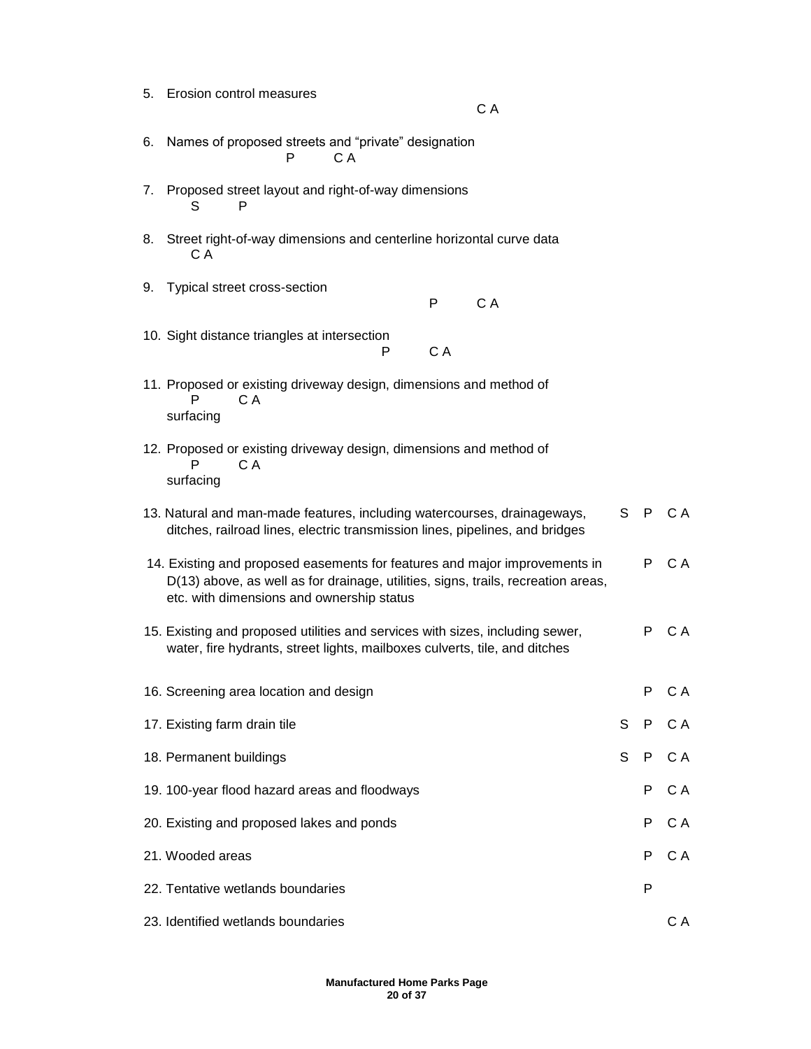5. Erosion control measures
   C A

6. Names of proposed streets and “private” designation
   P C A

7. Proposed street layout and right-of-way dimensions
   S P

8. Street right-of-way dimensions and centerline horizontal curve data
   C A

9. Typical street cross-section
   P C A

10. Sight distance triangles at intersection
    P C A

11. Proposed or existing driveway design, dimensions and method of
    P C A
    surfacing

12. Proposed or existing driveway design, dimensions and method of
    P C A
    surfacing

| | | | |
|---|---|---|---|
| 13. Natural and man-made features, including watercourses, drainageways, ditches, railroad lines, electric transmission lines, pipelines, and bridges | S | P | C A |
| 14. Existing and proposed easements for features and major improvements in D(13) above, as well as for drainage, utilities, signs, trails, recreation areas, etc. with dimensions and ownership status | | P | C A |
| 15. Existing and proposed utilities and services with sizes, including sewer, water, fire hydrants, street lights, mailboxes culverts, tile, and ditches | | P | C A |
| 16. Screening area location and design | | P | C A |
| 17. Existing farm drain tile | S | P | C A |
| 18. Permanent buildings | S | P | C A |
| 19. 100-year flood hazard areas and floodways | | P | C A |
| 20. Existing and proposed lakes and ponds | | P | C A |
| 21. Wooded areas | | P | C A |
| 22. Tentative wetlands boundaries | | P | |
| 23. Identified wetlands boundaries | | | C A |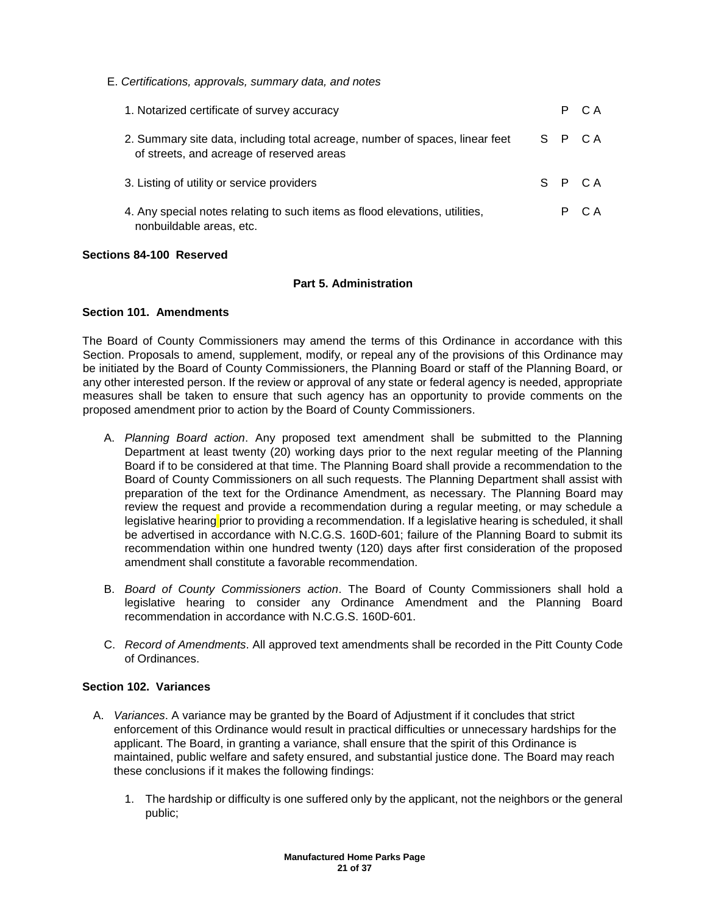E. *Certifications, approvals, summary data, and notes*

| Item | | | |
|---|---|---|---|
| 1. Notarized certificate of survey accuracy | | P | C A |
| 2. Summary site data, including total acreage, number of spaces, linear feet of streets, and acreage of reserved areas | S | P | C A |
| 3. Listing of utility or service providers | S | P | C A |
| 4. Any special notes relating to such items as flood elevations, utilities, nonbuildable areas, etc. | | P | C A |

**Sections 84-100 Reserved**

## Part 5. Administration

### Section 101. Amendments

The Board of County Commissioners may amend the terms of this Ordinance in accordance with this Section. Proposals to amend, supplement, modify, or repeal any of the provisions of this Ordinance may be initiated by the Board of County Commissioners, the Planning Board or staff of the Planning Board, or any other interested person. If the review or approval of any state or federal agency is needed, appropriate measures shall be taken to ensure that such agency has an opportunity to provide comments on the proposed amendment prior to action by the Board of County Commissioners.

A. *Planning Board action*. Any proposed text amendment shall be submitted to the Planning Department at least twenty (20) working days prior to the next regular meeting of the Planning Board if to be considered at that time. The Planning Board shall provide a recommendation to the Board of County Commissioners on all such requests. The Planning Department shall assist with preparation of the text for the Ordinance Amendment, as necessary. The Planning Board may review the request and provide a recommendation during a regular meeting, or may schedule a legislative hearing prior to providing a recommendation. If a legislative hearing is scheduled, it shall be advertised in accordance with N.C.G.S. 160D-601; failure of the Planning Board to submit its recommendation within one hundred twenty (120) days after first consideration of the proposed amendment shall constitute a favorable recommendation.

B. *Board of County Commissioners action*. The Board of County Commissioners shall hold a legislative hearing to consider any Ordinance Amendment and the Planning Board recommendation in accordance with N.C.G.S. 160D-601.

C. *Record of Amendments*. All approved text amendments shall be recorded in the Pitt County Code of Ordinances.

### Section 102. Variances

A. *Variances*. A variance may be granted by the Board of Adjustment if it concludes that strict enforcement of this Ordinance would result in practical difficulties or unnecessary hardships for the applicant. The Board, in granting a variance, shall ensure that the spirit of this Ordinance is maintained, public welfare and safety ensured, and substantial justice done. The Board may reach these conclusions if it makes the following findings:

   1. The hardship or difficulty is one suffered only by the applicant, not the neighbors or the general public;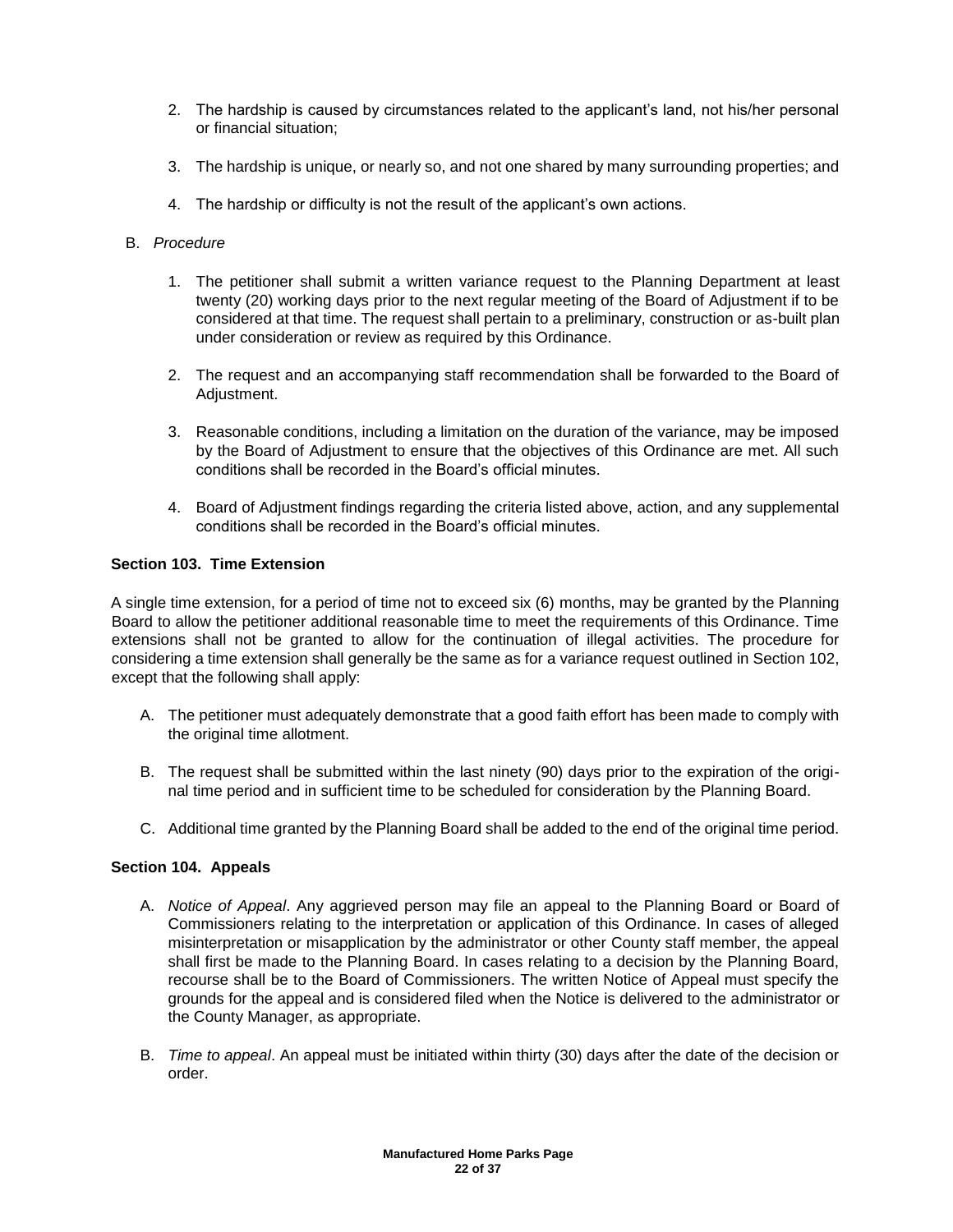2. The hardship is caused by circumstances related to the applicant's land, not his/her personal or financial situation;

3. The hardship is unique, or nearly so, and not one shared by many surrounding properties; and

4. The hardship or difficulty is not the result of the applicant's own actions.

B. *Procedure*

1. The petitioner shall submit a written variance request to the Planning Department at least twenty (20) working days prior to the next regular meeting of the Board of Adjustment if to be considered at that time. The request shall pertain to a preliminary, construction or as-built plan under consideration or review as required by this Ordinance.

2. The request and an accompanying staff recommendation shall be forwarded to the Board of Adjustment.

3. Reasonable conditions, including a limitation on the duration of the variance, may be imposed by the Board of Adjustment to ensure that the objectives of this Ordinance are met. All such conditions shall be recorded in the Board's official minutes.

4. Board of Adjustment findings regarding the criteria listed above, action, and any supplemental conditions shall be recorded in the Board's official minutes.

**Section 103. Time Extension**

A single time extension, for a period of time not to exceed six (6) months, may be granted by the Planning Board to allow the petitioner additional reasonable time to meet the requirements of this Ordinance. Time extensions shall not be granted to allow for the continuation of illegal activities. The procedure for considering a time extension shall generally be the same as for a variance request outlined in Section 102, except that the following shall apply:

A. The petitioner must adequately demonstrate that a good faith effort has been made to comply with the original time allotment.

B. The request shall be submitted within the last ninety (90) days prior to the expiration of the original time period and in sufficient time to be scheduled for consideration by the Planning Board.

C. Additional time granted by the Planning Board shall be added to the end of the original time period.

**Section 104. Appeals**

A. *Notice of Appeal*. Any aggrieved person may file an appeal to the Planning Board or Board of Commissioners relating to the interpretation or application of this Ordinance. In cases of alleged misinterpretation or misapplication by the administrator or other County staff member, the appeal shall first be made to the Planning Board. In cases relating to a decision by the Planning Board, recourse shall be to the Board of Commissioners. The written Notice of Appeal must specify the grounds for the appeal and is considered filed when the Notice is delivered to the administrator or the County Manager, as appropriate.

B. *Time to appeal*. An appeal must be initiated within thirty (30) days after the date of the decision or order.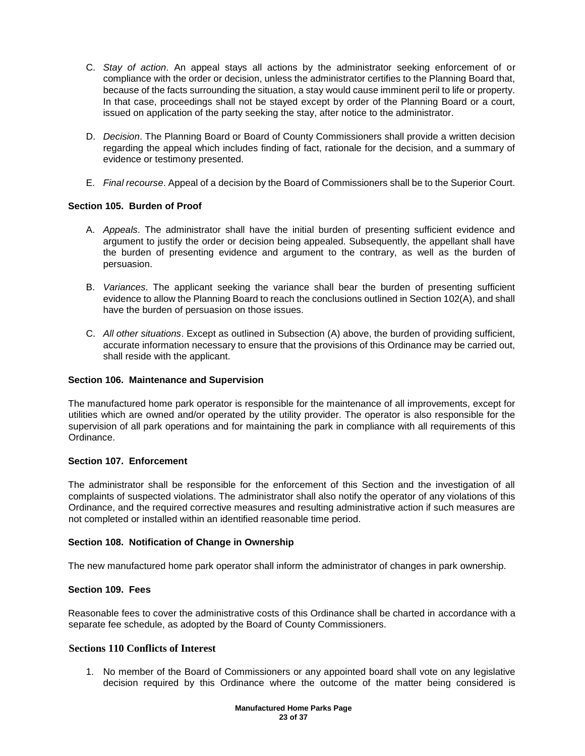C. *Stay of action*. An appeal stays all actions by the administrator seeking enforcement of or compliance with the order or decision, unless the administrator certifies to the Planning Board that, because of the facts surrounding the situation, a stay would cause imminent peril to life or property. In that case, proceedings shall not be stayed except by order of the Planning Board or a court, issued on application of the party seeking the stay, after notice to the administrator.

D. *Decision*. The Planning Board or Board of County Commissioners shall provide a written decision regarding the appeal which includes finding of fact, rationale for the decision, and a summary of evidence or testimony presented.

E. *Final recourse*. Appeal of a decision by the Board of Commissioners shall be to the Superior Court.

### Section 105. Burden of Proof

A. *Appeals*. The administrator shall have the initial burden of presenting sufficient evidence and argument to justify the order or decision being appealed. Subsequently, the appellant shall have the burden of presenting evidence and argument to the contrary, as well as the burden of persuasion.

B. *Variances*. The applicant seeking the variance shall bear the burden of presenting sufficient evidence to allow the Planning Board to reach the conclusions outlined in Section 102(A), and shall have the burden of persuasion on those issues.

C. *All other situations*. Except as outlined in Subsection (A) above, the burden of providing sufficient, accurate information necessary to ensure that the provisions of this Ordinance may be carried out, shall reside with the applicant.

### Section 106. Maintenance and Supervision

The manufactured home park operator is responsible for the maintenance of all improvements, except for utilities which are owned and/or operated by the utility provider. The operator is also responsible for the supervision of all park operations and for maintaining the park in compliance with all requirements of this Ordinance.

### Section 107. Enforcement

The administrator shall be responsible for the enforcement of this Section and the investigation of all complaints of suspected violations. The administrator shall also notify the operator of any violations of this Ordinance, and the required corrective measures and resulting administrative action if such measures are not completed or installed within an identified reasonable time period.

### Section 108. Notification of Change in Ownership

The new manufactured home park operator shall inform the administrator of changes in park ownership.

### Section 109. Fees

Reasonable fees to cover the administrative costs of this Ordinance shall be charted in accordance with a separate fee schedule, as adopted by the Board of County Commissioners.

### Sections 110 Conflicts of Interest

1. No member of the Board of Commissioners or any appointed board shall vote on any legislative decision required by this Ordinance where the outcome of the matter being considered is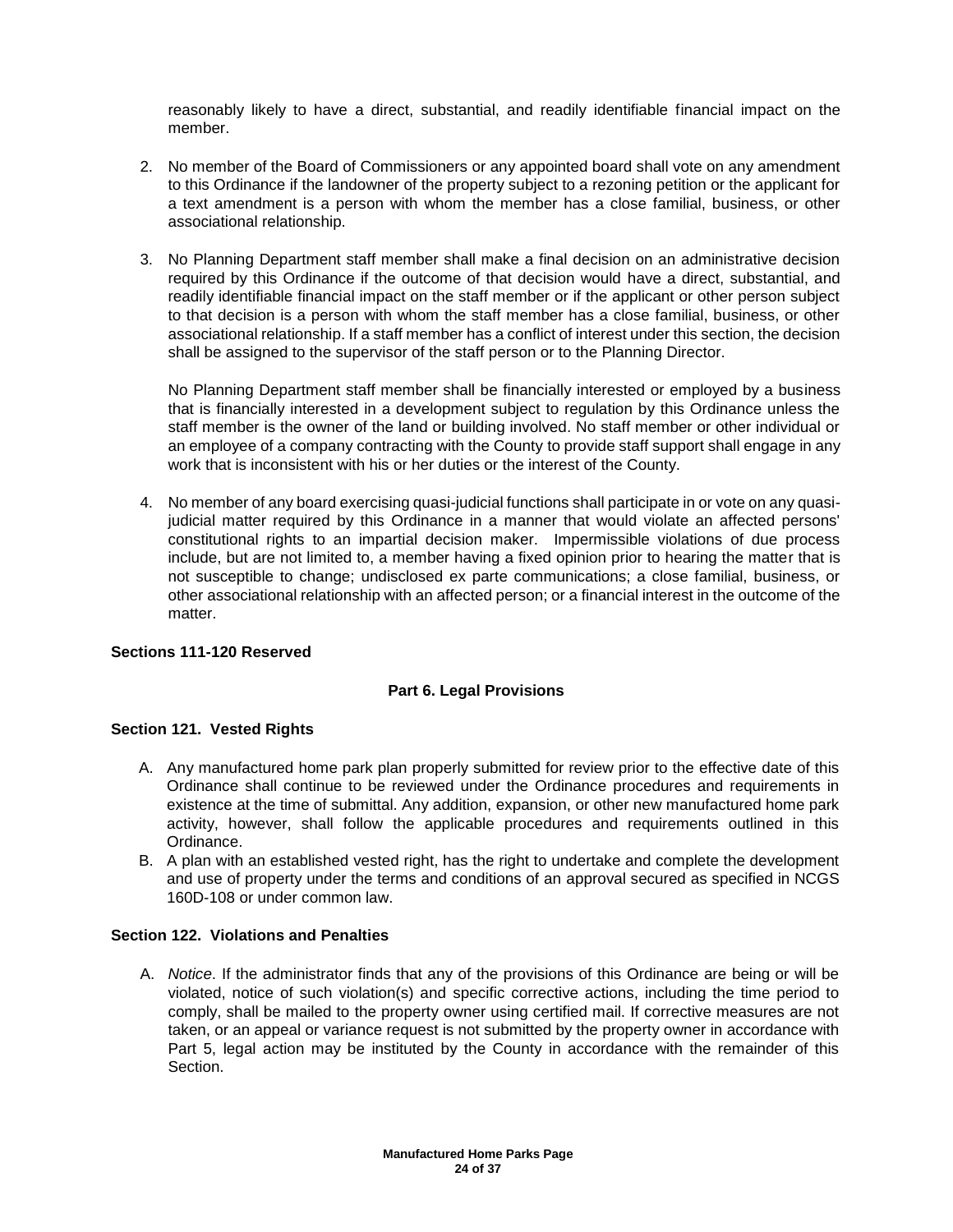reasonably likely to have a direct, substantial, and readily identifiable financial impact on the member.

2. No member of the Board of Commissioners or any appointed board shall vote on any amendment to this Ordinance if the landowner of the property subject to a rezoning petition or the applicant for a text amendment is a person with whom the member has a close familial, business, or other associational relationship.

3. No Planning Department staff member shall make a final decision on an administrative decision required by this Ordinance if the outcome of that decision would have a direct, substantial, and readily identifiable financial impact on the staff member or if the applicant or other person subject to that decision is a person with whom the staff member has a close familial, business, or other associational relationship. If a staff member has a conflict of interest under this section, the decision shall be assigned to the supervisor of the staff person or to the Planning Director.

   No Planning Department staff member shall be financially interested or employed by a business that is financially interested in a development subject to regulation by this Ordinance unless the staff member is the owner of the land or building involved. No staff member or other individual or an employee of a company contracting with the County to provide staff support shall engage in any work that is inconsistent with his or her duties or the interest of the County.

4. No member of any board exercising quasi-judicial functions shall participate in or vote on any quasi-judicial matter required by this Ordinance in a manner that would violate an affected persons' constitutional rights to an impartial decision maker. Impermissible violations of due process include, but are not limited to, a member having a fixed opinion prior to hearing the matter that is not susceptible to change; undisclosed ex parte communications; a close familial, business, or other associational relationship with an affected person; or a financial interest in the outcome of the matter.

**Sections 111-120 Reserved**

## Part 6. Legal Provisions

### Section 121. Vested Rights

A. Any manufactured home park plan properly submitted for review prior to the effective date of this Ordinance shall continue to be reviewed under the Ordinance procedures and requirements in existence at the time of submittal. Any addition, expansion, or other new manufactured home park activity, however, shall follow the applicable procedures and requirements outlined in this Ordinance.

B. A plan with an established vested right, has the right to undertake and complete the development and use of property under the terms and conditions of an approval secured as specified in NCGS 160D-108 or under common law.

### Section 122. Violations and Penalties

A. *Notice*. If the administrator finds that any of the provisions of this Ordinance are being or will be violated, notice of such violation(s) and specific corrective actions, including the time period to comply, shall be mailed to the property owner using certified mail. If corrective measures are not taken, or an appeal or variance request is not submitted by the property owner in accordance with Part 5, legal action may be instituted by the County in accordance with the remainder of this Section.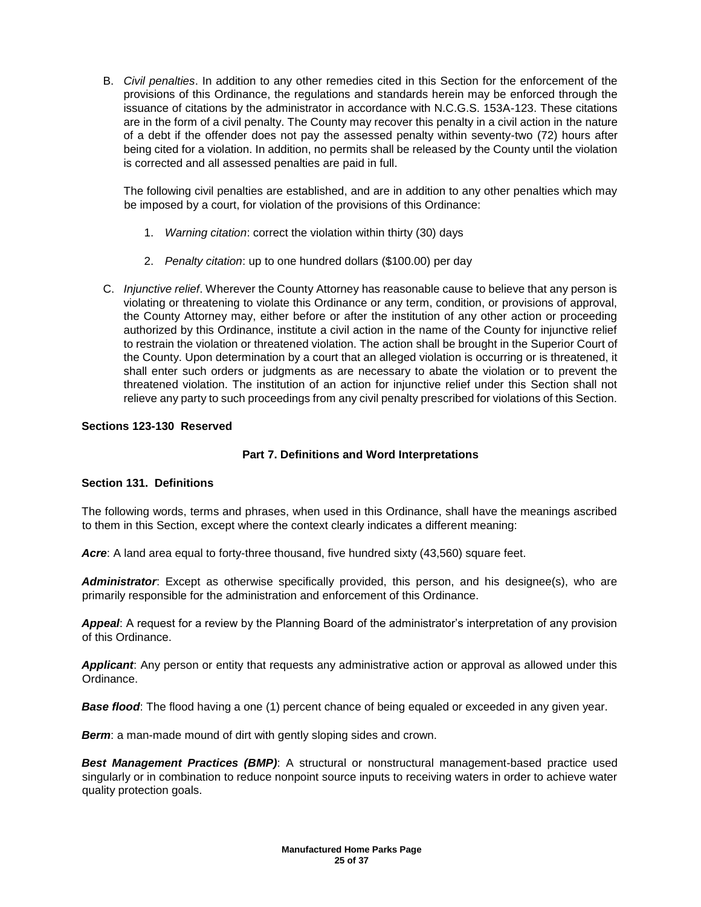B. *Civil penalties*. In addition to any other remedies cited in this Section for the enforcement of the provisions of this Ordinance, the regulations and standards herein may be enforced through the issuance of citations by the administrator in accordance with N.C.G.S. 153A-123. These citations are in the form of a civil penalty. The County may recover this penalty in a civil action in the nature of a debt if the offender does not pay the assessed penalty within seventy-two (72) hours after being cited for a violation. In addition, no permits shall be released by the County until the violation is corrected and all assessed penalties are paid in full.

   The following civil penalties are established, and are in addition to any other penalties which may be imposed by a court, for violation of the provisions of this Ordinance:

   1. *Warning citation*: correct the violation within thirty (30) days

   2. *Penalty citation*: up to one hundred dollars ($100.00) per day

C. *Injunctive relief*. Wherever the County Attorney has reasonable cause to believe that any person is violating or threatening to violate this Ordinance or any term, condition, or provisions of approval, the County Attorney may, either before or after the institution of any other action or proceeding authorized by this Ordinance, institute a civil action in the name of the County for injunctive relief to restrain the violation or threatened violation. The action shall be brought in the Superior Court of the County. Upon determination by a court that an alleged violation is occurring or is threatened, it shall enter such orders or judgments as are necessary to abate the violation or to prevent the threatened violation. The institution of an action for injunctive relief under this Section shall not relieve any party to such proceedings from any civil penalty prescribed for violations of this Section.

**Sections 123-130 Reserved**

## Part 7. Definitions and Word Interpretations

### Section 131. Definitions

The following words, terms and phrases, when used in this Ordinance, shall have the meanings ascribed to them in this Section, except where the context clearly indicates a different meaning:

***Acre***: A land area equal to forty-three thousand, five hundred sixty (43,560) square feet.

***Administrator***: Except as otherwise specifically provided, this person, and his designee(s), who are primarily responsible for the administration and enforcement of this Ordinance.

***Appeal***: A request for a review by the Planning Board of the administrator's interpretation of any provision of this Ordinance.

***Applicant***: Any person or entity that requests any administrative action or approval as allowed under this Ordinance.

***Base flood***: The flood having a one (1) percent chance of being equaled or exceeded in any given year.

***Berm***: a man-made mound of dirt with gently sloping sides and crown.

***Best Management Practices (BMP)***: A structural or nonstructural management-based practice used singularly or in combination to reduce nonpoint source inputs to receiving waters in order to achieve water quality protection goals.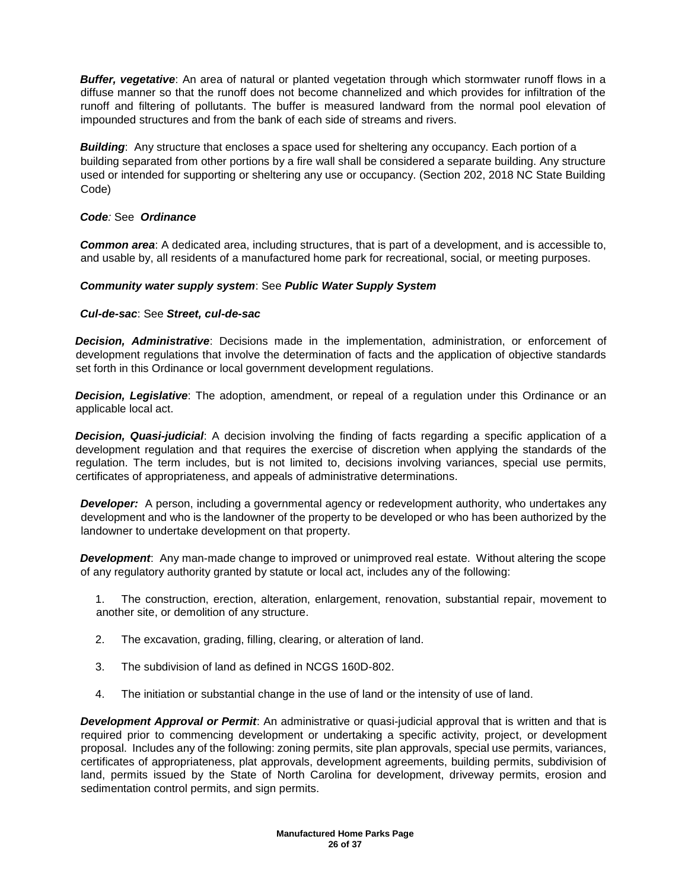***Buffer, vegetative***: An area of natural or planted vegetation through which stormwater runoff flows in a diffuse manner so that the runoff does not become channelized and which provides for infiltration of the runoff and filtering of pollutants. The buffer is measured landward from the normal pool elevation of impounded structures and from the bank of each side of streams and rivers.

***Building***: Any structure that encloses a space used for sheltering any occupancy. Each portion of a building separated from other portions by a fire wall shall be considered a separate building. Any structure used or intended for supporting or sheltering any use or occupancy. (Section 202, 2018 NC State Building Code)

***Code****:* See ***Ordinance***

***Common area***: A dedicated area, including structures, that is part of a development, and is accessible to, and usable by, all residents of a manufactured home park for recreational, social, or meeting purposes.

***Community water supply system***: See ***Public Water Supply System***

***Cul-de-sac***: See ***Street, cul-de-sac***

***Decision, Administrative***: Decisions made in the implementation, administration, or enforcement of development regulations that involve the determination of facts and the application of objective standards set forth in this Ordinance or local government development regulations.

***Decision, Legislative***: The adoption, amendment, or repeal of a regulation under this Ordinance or an applicable local act.

***Decision, Quasi-judicial***: A decision involving the finding of facts regarding a specific application of a development regulation and that requires the exercise of discretion when applying the standards of the regulation. The term includes, but is not limited to, decisions involving variances, special use permits, certificates of appropriateness, and appeals of administrative determinations.

***Developer:*** A person, including a governmental agency or redevelopment authority, who undertakes any development and who is the landowner of the property to be developed or who has been authorized by the landowner to undertake development on that property.

***Development***: Any man-made change to improved or unimproved real estate. Without altering the scope of any regulatory authority granted by statute or local act, includes any of the following:

1. The construction, erection, alteration, enlargement, renovation, substantial repair, movement to another site, or demolition of any structure.
2. The excavation, grading, filling, clearing, or alteration of land.
3. The subdivision of land as defined in NCGS 160D-802.
4. The initiation or substantial change in the use of land or the intensity of use of land.

***Development Approval or Permit***: An administrative or quasi-judicial approval that is written and that is required prior to commencing development or undertaking a specific activity, project, or development proposal. Includes any of the following: zoning permits, site plan approvals, special use permits, variances, certificates of appropriateness, plat approvals, development agreements, building permits, subdivision of land, permits issued by the State of North Carolina for development, driveway permits, erosion and sedimentation control permits, and sign permits.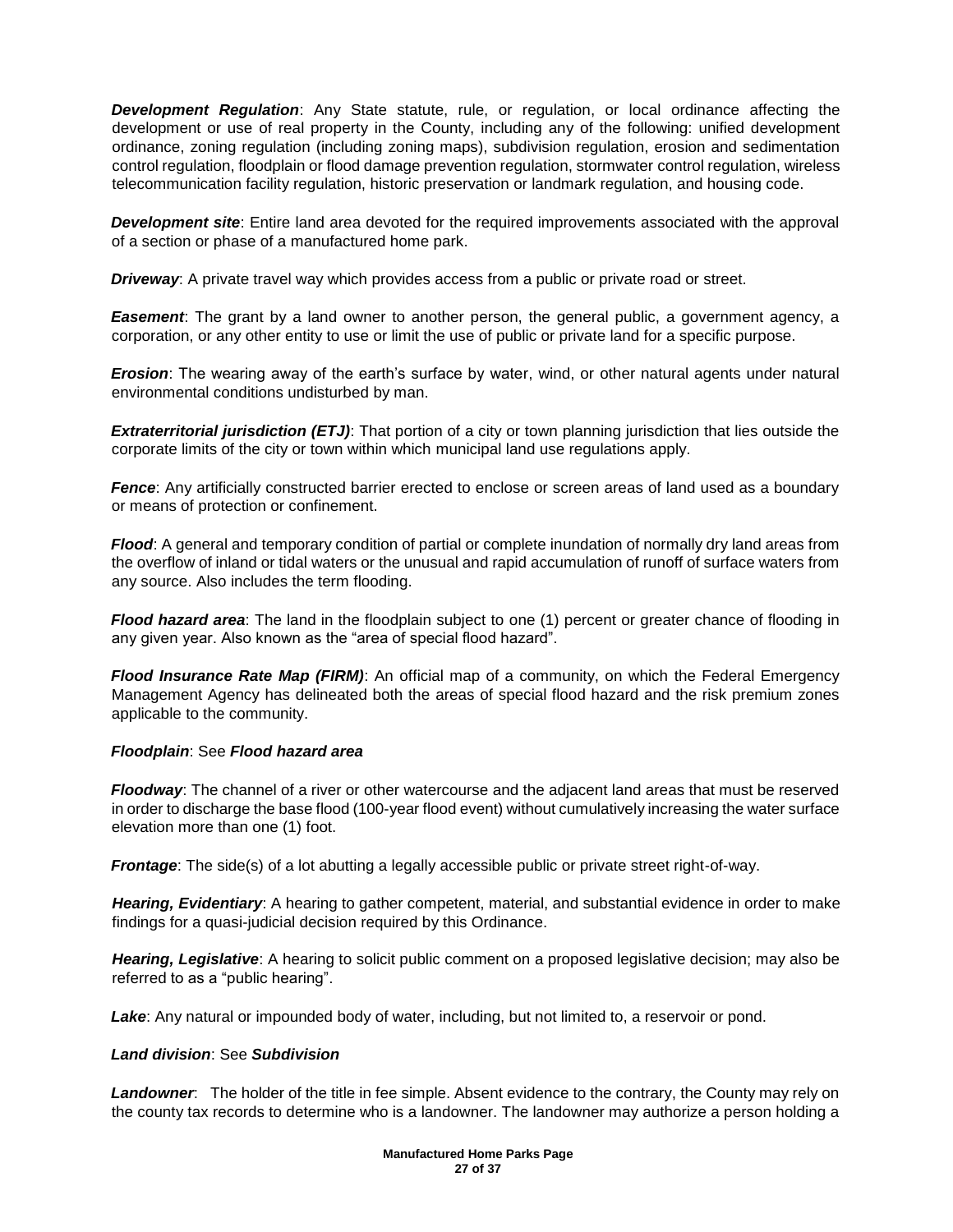***Development Regulation***: Any State statute, rule, or regulation, or local ordinance affecting the development or use of real property in the County, including any of the following: unified development ordinance, zoning regulation (including zoning maps), subdivision regulation, erosion and sedimentation control regulation, floodplain or flood damage prevention regulation, stormwater control regulation, wireless telecommunication facility regulation, historic preservation or landmark regulation, and housing code.

***Development site***: Entire land area devoted for the required improvements associated with the approval of a section or phase of a manufactured home park.

***Driveway***: A private travel way which provides access from a public or private road or street.

***Easement***: The grant by a land owner to another person, the general public, a government agency, a corporation, or any other entity to use or limit the use of public or private land for a specific purpose.

***Erosion***: The wearing away of the earth's surface by water, wind, or other natural agents under natural environmental conditions undisturbed by man.

***Extraterritorial jurisdiction (ETJ)***: That portion of a city or town planning jurisdiction that lies outside the corporate limits of the city or town within which municipal land use regulations apply.

***Fence***: Any artificially constructed barrier erected to enclose or screen areas of land used as a boundary or means of protection or confinement.

***Flood***: A general and temporary condition of partial or complete inundation of normally dry land areas from the overflow of inland or tidal waters or the unusual and rapid accumulation of runoff of surface waters from any source. Also includes the term flooding.

***Flood hazard area***: The land in the floodplain subject to one (1) percent or greater chance of flooding in any given year. Also known as the "area of special flood hazard".

***Flood Insurance Rate Map (FIRM)***: An official map of a community, on which the Federal Emergency Management Agency has delineated both the areas of special flood hazard and the risk premium zones applicable to the community.

***Floodplain***: See ***Flood hazard area***

***Floodway***: The channel of a river or other watercourse and the adjacent land areas that must be reserved in order to discharge the base flood (100-year flood event) without cumulatively increasing the water surface elevation more than one (1) foot.

***Frontage***: The side(s) of a lot abutting a legally accessible public or private street right-of-way.

***Hearing, Evidentiary***: A hearing to gather competent, material, and substantial evidence in order to make findings for a quasi-judicial decision required by this Ordinance.

***Hearing, Legislative***: A hearing to solicit public comment on a proposed legislative decision; may also be referred to as a "public hearing".

***Lake***: Any natural or impounded body of water, including, but not limited to, a reservoir or pond.

***Land division***: See ***Subdivision***

***Landowner***: The holder of the title in fee simple. Absent evidence to the contrary, the County may rely on the county tax records to determine who is a landowner. The landowner may authorize a person holding a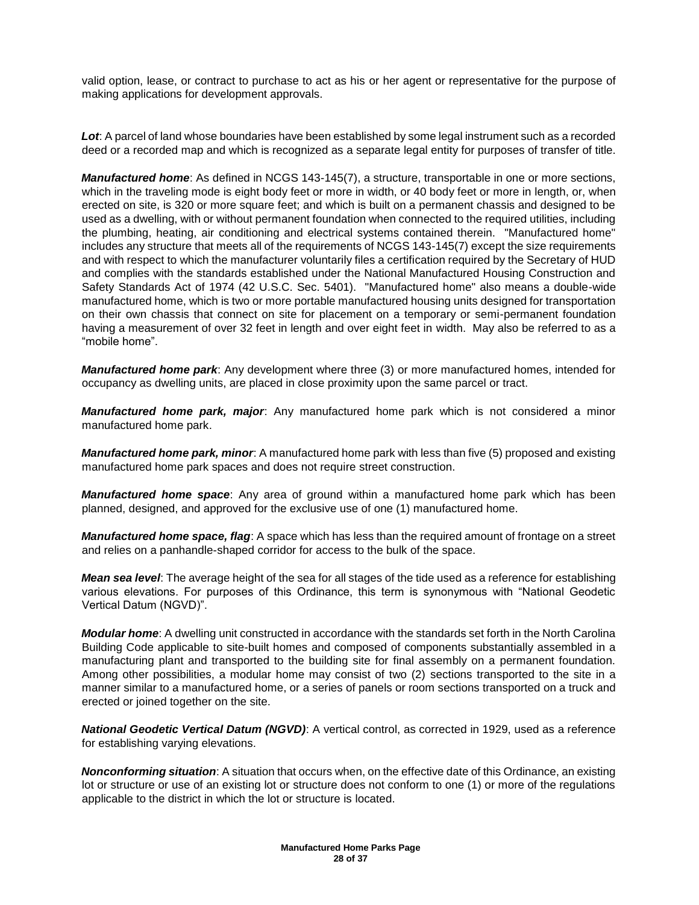valid option, lease, or contract to purchase to act as his or her agent or representative for the purpose of making applications for development approvals.

***Lot***: A parcel of land whose boundaries have been established by some legal instrument such as a recorded deed or a recorded map and which is recognized as a separate legal entity for purposes of transfer of title.

***Manufactured home***: As defined in NCGS 143-145(7), a structure, transportable in one or more sections, which in the traveling mode is eight body feet or more in width, or 40 body feet or more in length, or, when erected on site, is 320 or more square feet; and which is built on a permanent chassis and designed to be used as a dwelling, with or without permanent foundation when connected to the required utilities, including the plumbing, heating, air conditioning and electrical systems contained therein. "Manufactured home" includes any structure that meets all of the requirements of NCGS 143-145(7) except the size requirements and with respect to which the manufacturer voluntarily files a certification required by the Secretary of HUD and complies with the standards established under the National Manufactured Housing Construction and Safety Standards Act of 1974 (42 U.S.C. Sec. 5401). "Manufactured home" also means a double-wide manufactured home, which is two or more portable manufactured housing units designed for transportation on their own chassis that connect on site for placement on a temporary or semi-permanent foundation having a measurement of over 32 feet in length and over eight feet in width. May also be referred to as a "mobile home".

***Manufactured home park***: Any development where three (3) or more manufactured homes, intended for occupancy as dwelling units, are placed in close proximity upon the same parcel or tract.

***Manufactured home park, major***: Any manufactured home park which is not considered a minor manufactured home park.

***Manufactured home park, minor***: A manufactured home park with less than five (5) proposed and existing manufactured home park spaces and does not require street construction.

***Manufactured home space***: Any area of ground within a manufactured home park which has been planned, designed, and approved for the exclusive use of one (1) manufactured home.

***Manufactured home space, flag***: A space which has less than the required amount of frontage on a street and relies on a panhandle-shaped corridor for access to the bulk of the space.

***Mean sea level***: The average height of the sea for all stages of the tide used as a reference for establishing various elevations. For purposes of this Ordinance, this term is synonymous with "National Geodetic Vertical Datum (NGVD)".

***Modular home***: A dwelling unit constructed in accordance with the standards set forth in the North Carolina Building Code applicable to site-built homes and composed of components substantially assembled in a manufacturing plant and transported to the building site for final assembly on a permanent foundation. Among other possibilities, a modular home may consist of two (2) sections transported to the site in a manner similar to a manufactured home, or a series of panels or room sections transported on a truck and erected or joined together on the site.

***National Geodetic Vertical Datum (NGVD)***: A vertical control, as corrected in 1929, used as a reference for establishing varying elevations.

***Nonconforming situation***: A situation that occurs when, on the effective date of this Ordinance, an existing lot or structure or use of an existing lot or structure does not conform to one (1) or more of the regulations applicable to the district in which the lot or structure is located.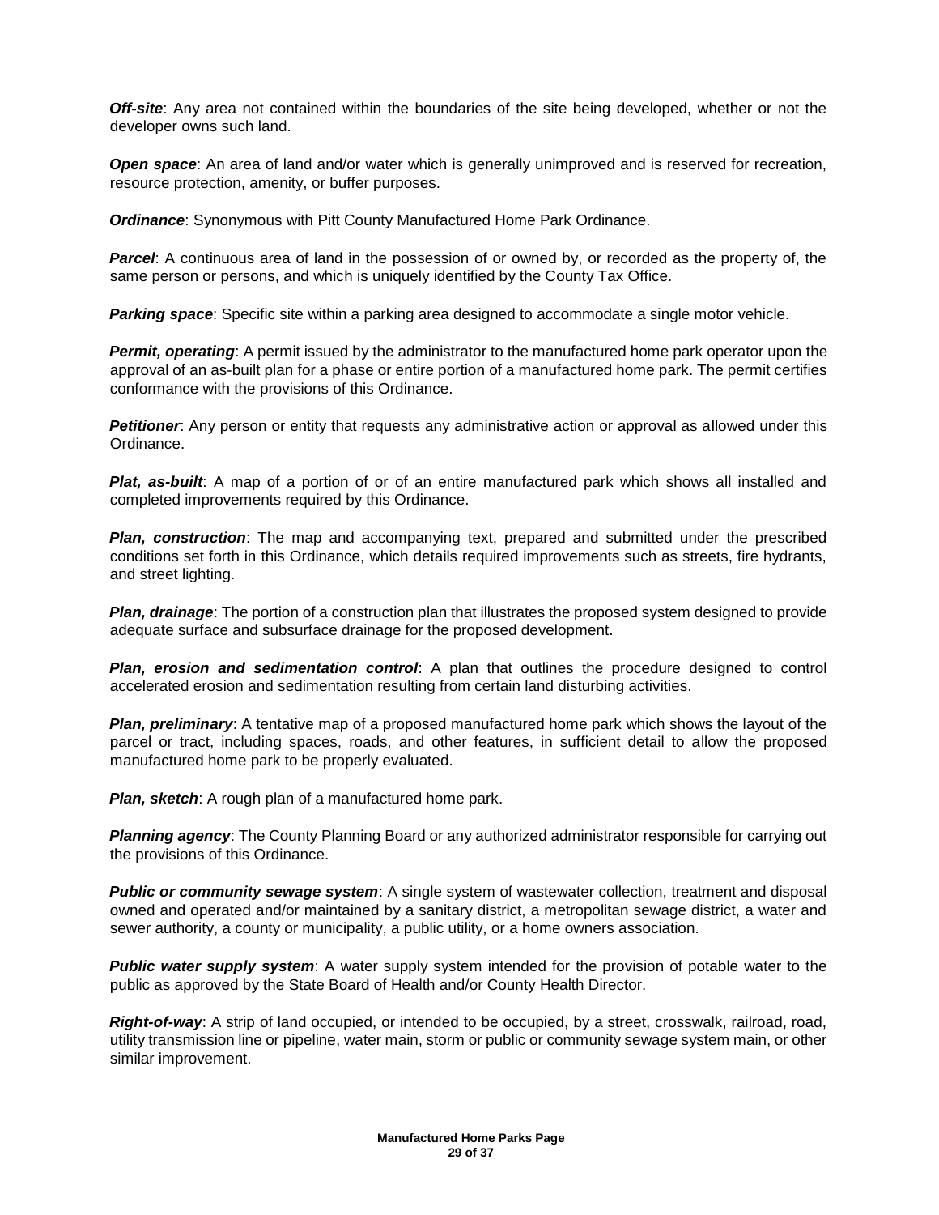***Off-site***: Any area not contained within the boundaries of the site being developed, whether or not the developer owns such land.

***Open space***: An area of land and/or water which is generally unimproved and is reserved for recreation, resource protection, amenity, or buffer purposes.

***Ordinance***: Synonymous with Pitt County Manufactured Home Park Ordinance.

***Parcel***: A continuous area of land in the possession of or owned by, or recorded as the property of, the same person or persons, and which is uniquely identified by the County Tax Office.

***Parking space***: Specific site within a parking area designed to accommodate a single motor vehicle.

***Permit, operating***: A permit issued by the administrator to the manufactured home park operator upon the approval of an as-built plan for a phase or entire portion of a manufactured home park. The permit certifies conformance with the provisions of this Ordinance.

***Petitioner***: Any person or entity that requests any administrative action or approval as allowed under this Ordinance.

***Plat, as-built***: A map of a portion of or of an entire manufactured park which shows all installed and completed improvements required by this Ordinance.

***Plan, construction***: The map and accompanying text, prepared and submitted under the prescribed conditions set forth in this Ordinance, which details required improvements such as streets, fire hydrants, and street lighting.

***Plan, drainage***: The portion of a construction plan that illustrates the proposed system designed to provide adequate surface and subsurface drainage for the proposed development.

***Plan, erosion and sedimentation control***: A plan that outlines the procedure designed to control accelerated erosion and sedimentation resulting from certain land disturbing activities.

***Plan, preliminary***: A tentative map of a proposed manufactured home park which shows the layout of the parcel or tract, including spaces, roads, and other features, in sufficient detail to allow the proposed manufactured home park to be properly evaluated.

***Plan, sketch***: A rough plan of a manufactured home park.

***Planning agency***: The County Planning Board or any authorized administrator responsible for carrying out the provisions of this Ordinance.

***Public or community sewage system***: A single system of wastewater collection, treatment and disposal owned and operated and/or maintained by a sanitary district, a metropolitan sewage district, a water and sewer authority, a county or municipality, a public utility, or a home owners association.

***Public water supply system***: A water supply system intended for the provision of potable water to the public as approved by the State Board of Health and/or County Health Director.

***Right-of-way***: A strip of land occupied, or intended to be occupied, by a street, crosswalk, railroad, road, utility transmission line or pipeline, water main, storm or public or community sewage system main, or other similar improvement.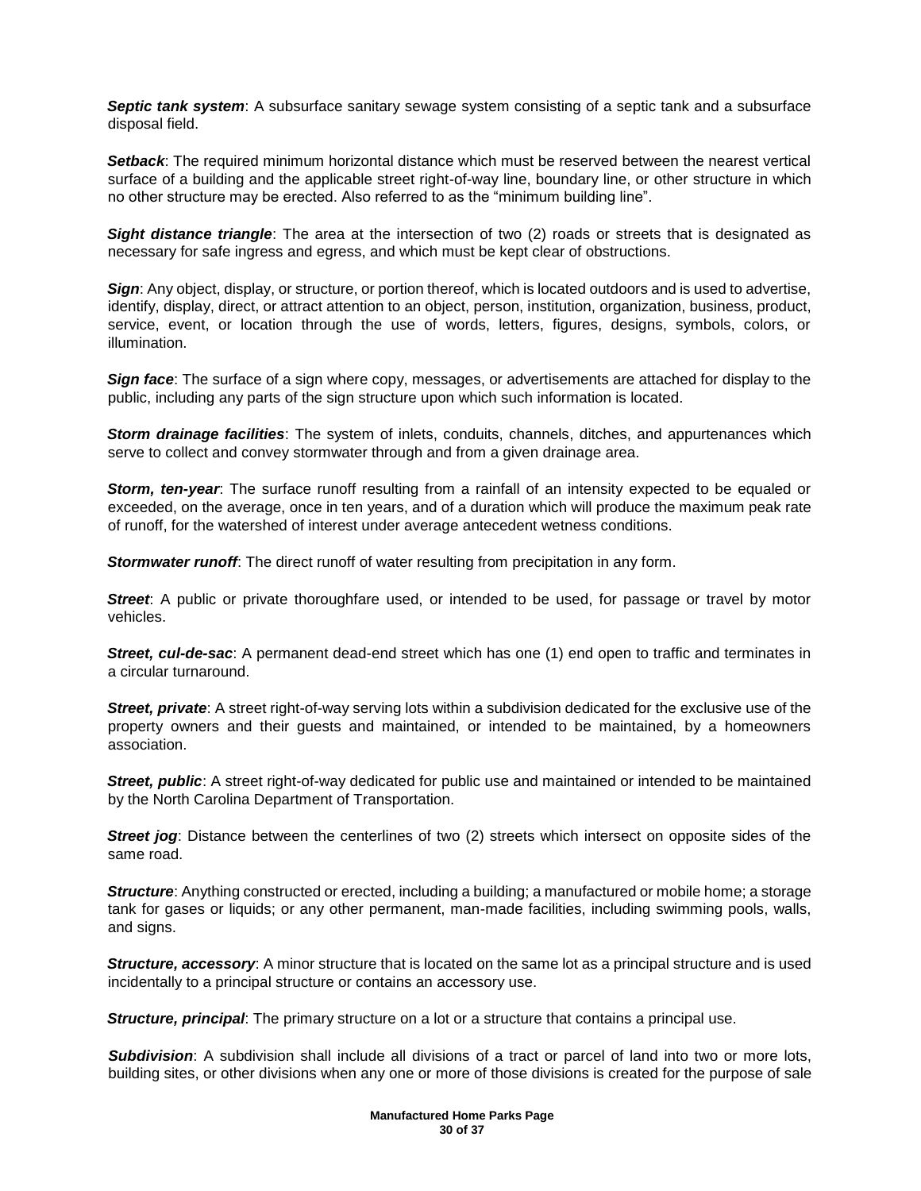***Septic tank system***: A subsurface sanitary sewage system consisting of a septic tank and a subsurface disposal field.

***Setback***: The required minimum horizontal distance which must be reserved between the nearest vertical surface of a building and the applicable street right-of-way line, boundary line, or other structure in which no other structure may be erected. Also referred to as the "minimum building line".

***Sight distance triangle***: The area at the intersection of two (2) roads or streets that is designated as necessary for safe ingress and egress, and which must be kept clear of obstructions.

***Sign***: Any object, display, or structure, or portion thereof, which is located outdoors and is used to advertise, identify, display, direct, or attract attention to an object, person, institution, organization, business, product, service, event, or location through the use of words, letters, figures, designs, symbols, colors, or illumination.

***Sign face***: The surface of a sign where copy, messages, or advertisements are attached for display to the public, including any parts of the sign structure upon which such information is located.

***Storm drainage facilities***: The system of inlets, conduits, channels, ditches, and appurtenances which serve to collect and convey stormwater through and from a given drainage area.

***Storm, ten-year***: The surface runoff resulting from a rainfall of an intensity expected to be equaled or exceeded, on the average, once in ten years, and of a duration which will produce the maximum peak rate of runoff, for the watershed of interest under average antecedent wetness conditions.

***Stormwater runoff***: The direct runoff of water resulting from precipitation in any form.

***Street***: A public or private thoroughfare used, or intended to be used, for passage or travel by motor vehicles.

***Street, cul-de-sac***: A permanent dead-end street which has one (1) end open to traffic and terminates in a circular turnaround.

***Street, private***: A street right-of-way serving lots within a subdivision dedicated for the exclusive use of the property owners and their guests and maintained, or intended to be maintained, by a homeowners association.

***Street, public***: A street right-of-way dedicated for public use and maintained or intended to be maintained by the North Carolina Department of Transportation.

***Street jog***: Distance between the centerlines of two (2) streets which intersect on opposite sides of the same road.

***Structure***: Anything constructed or erected, including a building; a manufactured or mobile home; a storage tank for gases or liquids; or any other permanent, man-made facilities, including swimming pools, walls, and signs.

***Structure, accessory***: A minor structure that is located on the same lot as a principal structure and is used incidentally to a principal structure or contains an accessory use.

***Structure, principal***: The primary structure on a lot or a structure that contains a principal use.

***Subdivision***: A subdivision shall include all divisions of a tract or parcel of land into two or more lots, building sites, or other divisions when any one or more of those divisions is created for the purpose of sale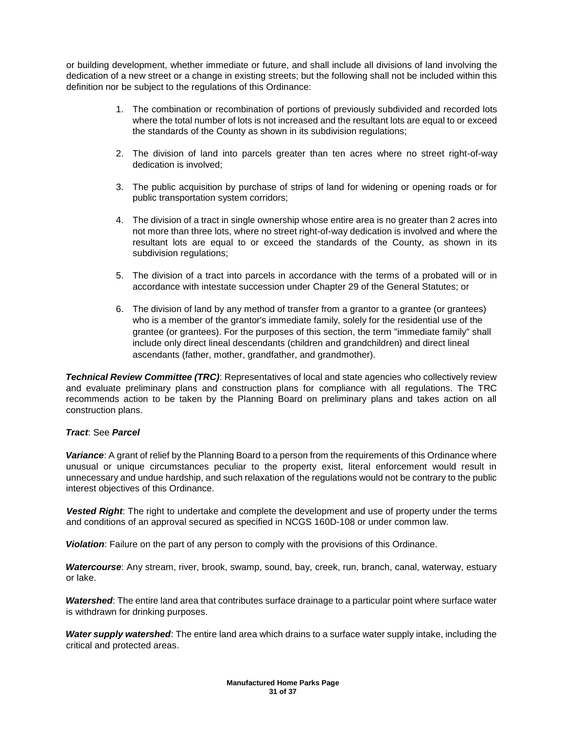or building development, whether immediate or future, and shall include all divisions of land involving the dedication of a new street or a change in existing streets; but the following shall not be included within this definition nor be subject to the regulations of this Ordinance:

1. The combination or recombination of portions of previously subdivided and recorded lots where the total number of lots is not increased and the resultant lots are equal to or exceed the standards of the County as shown in its subdivision regulations;

2. The division of land into parcels greater than ten acres where no street right-of-way dedication is involved;

3. The public acquisition by purchase of strips of land for widening or opening roads or for public transportation system corridors;

4. The division of a tract in single ownership whose entire area is no greater than 2 acres into not more than three lots, where no street right-of-way dedication is involved and where the resultant lots are equal to or exceed the standards of the County, as shown in its subdivision regulations;

5. The division of a tract into parcels in accordance with the terms of a probated will or in accordance with intestate succession under Chapter 29 of the General Statutes; or

6. The division of land by any method of transfer from a grantor to a grantee (or grantees) who is a member of the grantor's immediate family, solely for the residential use of the grantee (or grantees). For the purposes of this section, the term "immediate family" shall include only direct lineal descendants (children and grandchildren) and direct lineal ascendants (father, mother, grandfather, and grandmother).

***Technical Review Committee (TRC)***: Representatives of local and state agencies who collectively review and evaluate preliminary plans and construction plans for compliance with all regulations. The TRC recommends action to be taken by the Planning Board on preliminary plans and takes action on all construction plans.

***Tract***: See ***Parcel***

***Variance***: A grant of relief by the Planning Board to a person from the requirements of this Ordinance where unusual or unique circumstances peculiar to the property exist, literal enforcement would result in unnecessary and undue hardship, and such relaxation of the regulations would not be contrary to the public interest objectives of this Ordinance.

***Vested Right***: The right to undertake and complete the development and use of property under the terms and conditions of an approval secured as specified in NCGS 160D-108 or under common law.

***Violation***: Failure on the part of any person to comply with the provisions of this Ordinance.

***Watercourse***: Any stream, river, brook, swamp, sound, bay, creek, run, branch, canal, waterway, estuary or lake.

***Watershed***: The entire land area that contributes surface drainage to a particular point where surface water is withdrawn for drinking purposes.

***Water supply watershed***: The entire land area which drains to a surface water supply intake, including the critical and protected areas.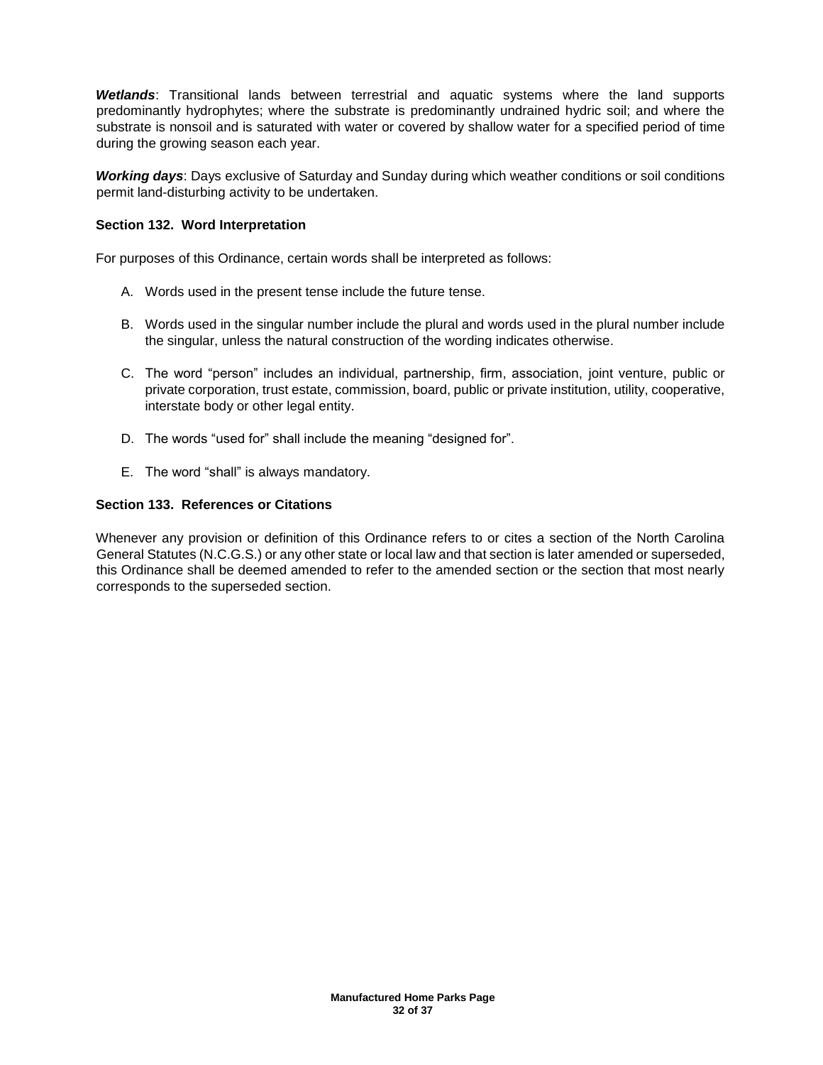***Wetlands***: Transitional lands between terrestrial and aquatic systems where the land supports predominantly hydrophytes; where the substrate is predominantly undrained hydric soil; and where the substrate is nonsoil and is saturated with water or covered by shallow water for a specified period of time during the growing season each year.

***Working days***: Days exclusive of Saturday and Sunday during which weather conditions or soil conditions permit land-disturbing activity to be undertaken.

**Section 132. Word Interpretation**

For purposes of this Ordinance, certain words shall be interpreted as follows:

A. Words used in the present tense include the future tense.

B. Words used in the singular number include the plural and words used in the plural number include the singular, unless the natural construction of the wording indicates otherwise.

C. The word "person" includes an individual, partnership, firm, association, joint venture, public or private corporation, trust estate, commission, board, public or private institution, utility, cooperative, interstate body or other legal entity.

D. The words "used for" shall include the meaning "designed for".

E. The word "shall" is always mandatory.

**Section 133. References or Citations**

Whenever any provision or definition of this Ordinance refers to or cites a section of the North Carolina General Statutes (N.C.G.S.) or any other state or local law and that section is later amended or superseded, this Ordinance shall be deemed amended to refer to the amended section or the section that most nearly corresponds to the superseded section.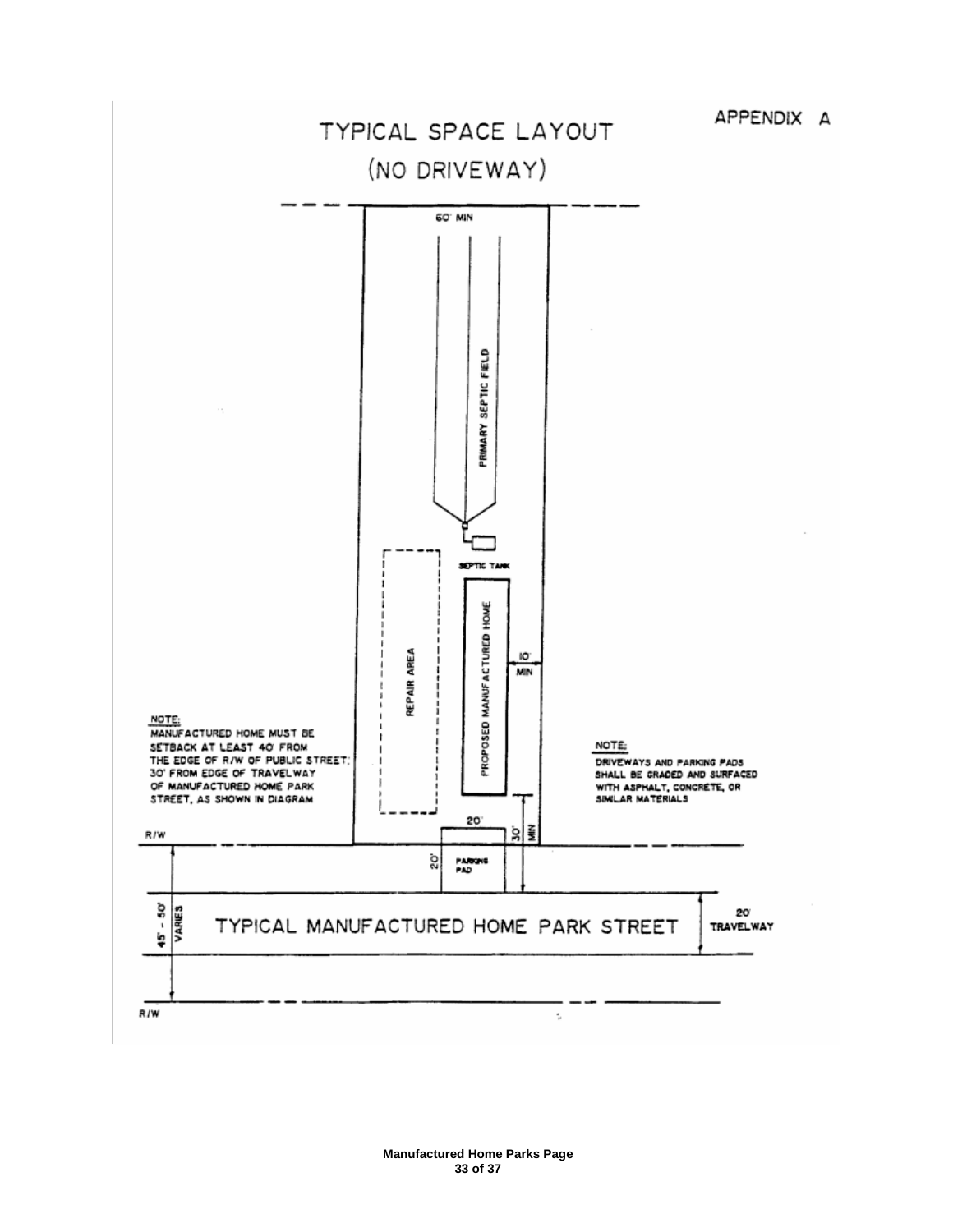APPENDIX A

# TYPICAL SPACE LAYOUT
## (NO DRIVEWAY)

60' MIN

PRIMARY SEPTIC FIELD

SEPTIC TANK

REPAIR AREA

PROPOSED MANUFACTURED HOME

10' MIN

20'

30' MIN

R/W

20'

PARKING PAD

45' - 50' VARIES

TYPICAL MANUFACTURED HOME PARK STREET

20' TRAVELWAY

R/W

NOTE:
MANUFACTURED HOME MUST BE SETBACK AT LEAST 40' FROM THE EDGE OF R/W OF PUBLIC STREET; 30' FROM EDGE OF TRAVELWAY OF MANUFACTURED HOME PARK STREET, AS SHOWN IN DIAGRAM

NOTE:
DRIVEWAYS AND PARKING PADS SHALL BE GRADED AND SURFACED WITH ASPHALT, CONCRETE, OR SIMILAR MATERIALS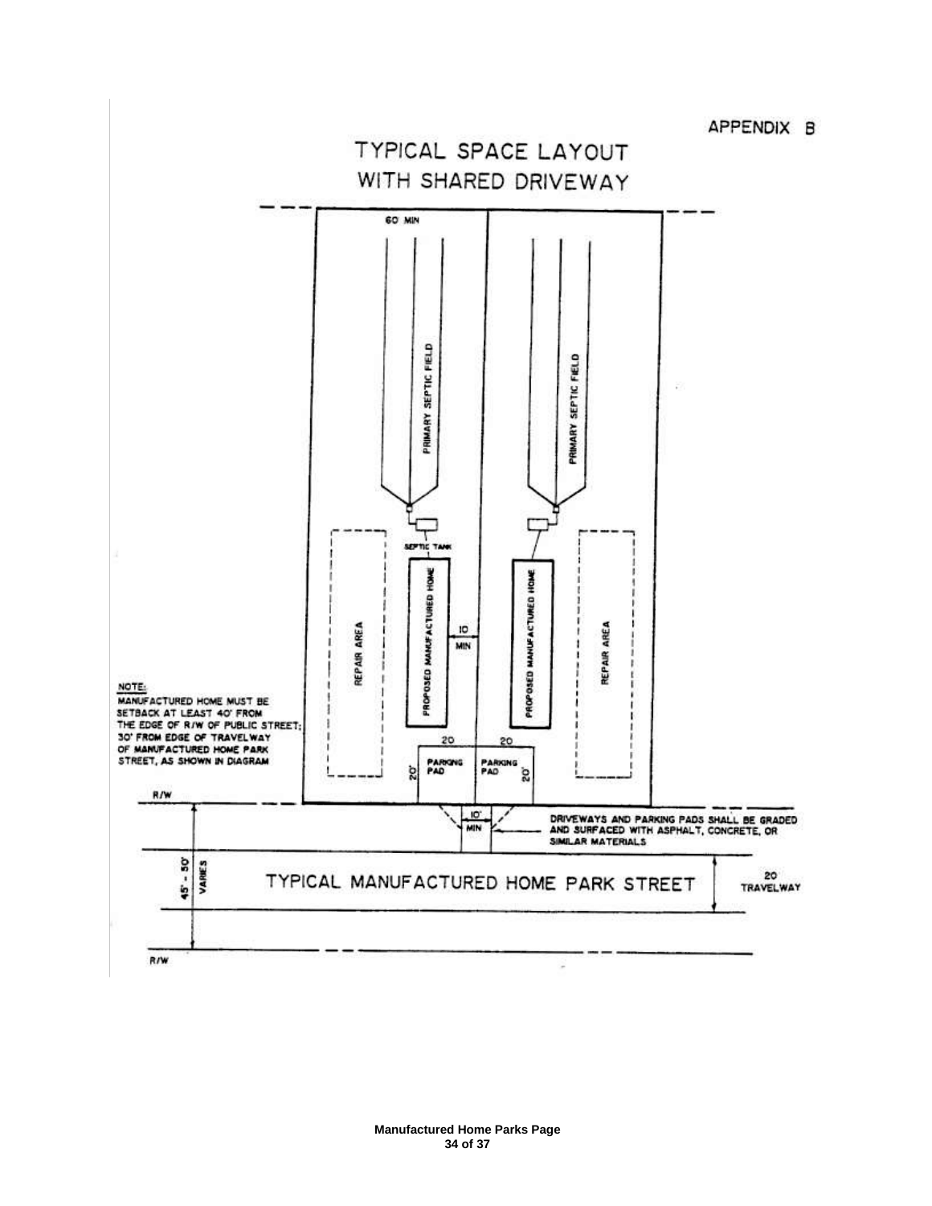APPENDIX B

# TYPICAL SPACE LAYOUT WITH SHARED DRIVEWAY

60' MIN

PRIMARY SEPTIC FIELD

PRIMARY SEPTIC FIELD

SEPTIC TANK

REPAIR AREA

PROPOSED MANUFACTURED HOME

10 MIN

PROPOSED MANUFACTURED HOME

REPAIR AREA

NOTE:
MANUFACTURED HOME MUST BE SETBACK AT LEAST 40' FROM THE EDGE OF R/W OF PUBLIC STREET; 30' FROM EDGE OF TRAVELWAY OF MANUFACTURED HOME PARK STREET, AS SHOWN IN DIAGRAM

20 | 20

20' PARKING PAD | PARKING PAD 20'

R/W

10' MIN

DRIVEWAYS AND PARKING PADS SHALL BE GRADED AND SURFACED WITH ASPHALT, CONCRETE, OR SIMILAR MATERIALS

45' - 50' VARIES

TYPICAL MANUFACTURED HOME PARK STREET

20' TRAVELWAY

R/W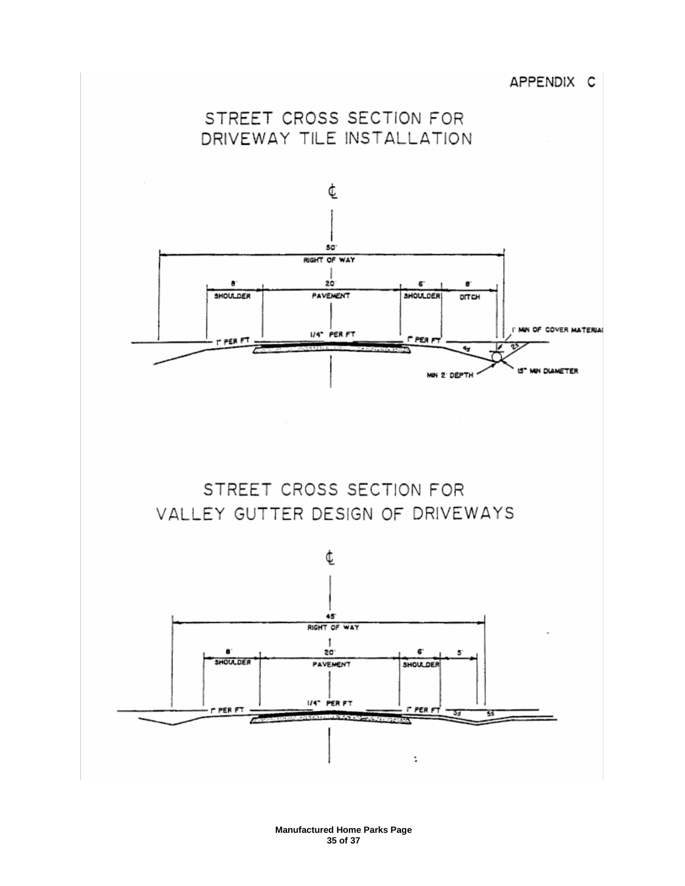APPENDIX C

## STREET CROSS SECTION FOR DRIVEWAY TILE INSTALLATION

℄

50'
RIGHT OF WAY

8'
SHOULDER

20'
PAVEMENT

6'
SHOULDER

8'
DITCH

1" PER FT

1/4" PER FT

1" PER FT

1' MIN OF COVER MATERIAL

4:1

2:1

MIN 2' DEPTH

15" MIN DIAMETER

## STREET CROSS SECTION FOR VALLEY GUTTER DESIGN OF DRIVEWAYS

℄

45'
RIGHT OF WAY

8'
SHOULDER

20'
PAVEMENT

6'
SHOULDER

5'

1" PER FT

1/4" PER FT

1" PER FT

3:1

5:1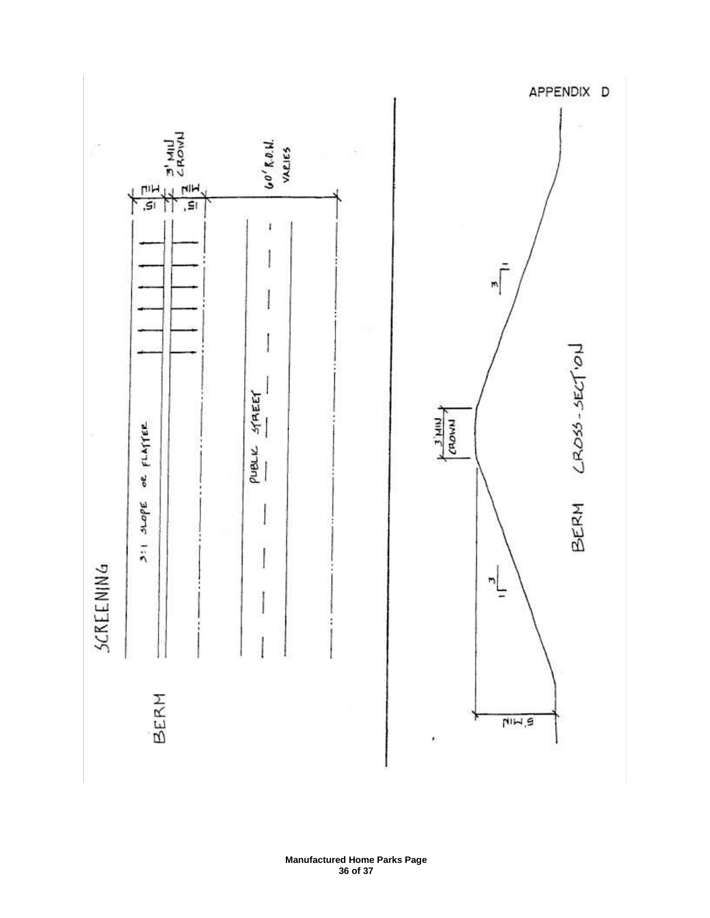APPENDIX D

SCREENING

BERM

3:1 SLOPE OR FLATTER

3' MIN CROWN

6' MIN

6' MIN

PUBLIC STREET

60' R.O.W. VARIES

BERM CROSS-SECTION

3' MIN CROWN

3

1

3

1

6' MIN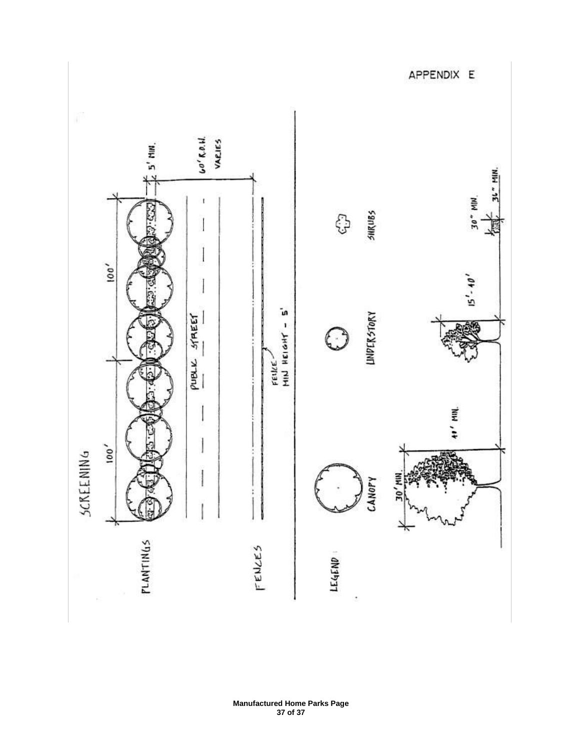APPENDIX E

SCREENING

PLANTINGS

100'

100'

5' MIN.

60' R.O.W. VARIES

PUBLIC STREET

FENCES

FENCE MIN HEIGHT - 5'

LEGEND

CANOPY

UNDERSTORY

SHRUBS

30' MIN.

40' MIN.

15' - 40'

30" MIN.

36" MIN.